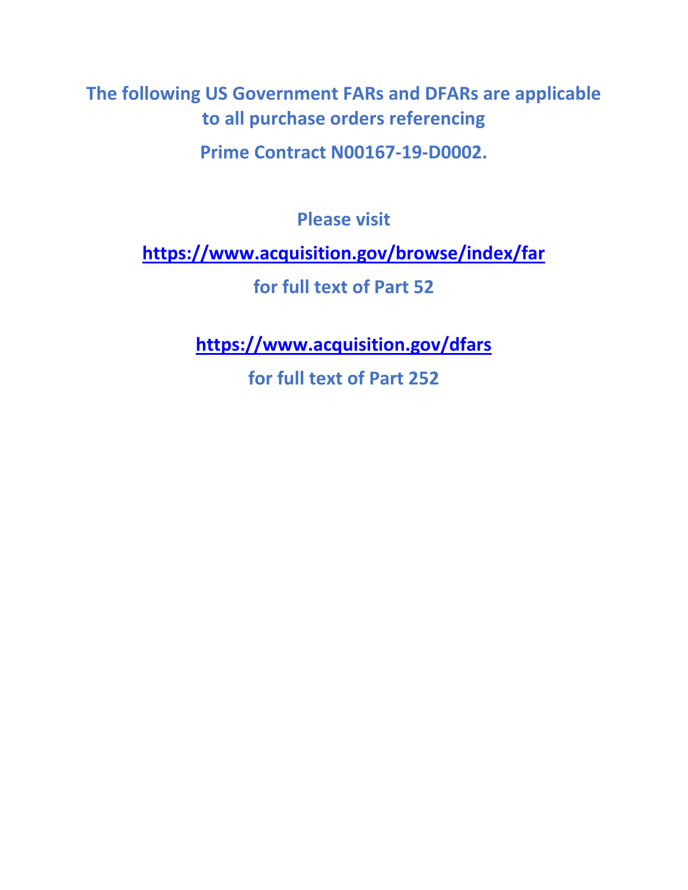**The following US Government FARs and DFARs are applicable to all purchase orders referencing**

**Prime Contract N00167-19-D0002.**

**Please visit**

**https://www.acquisition.gov/browse/index/far**

**for full text of Part 52**

**https://www.acquisition.gov/dfars**

**for full text of Part 252**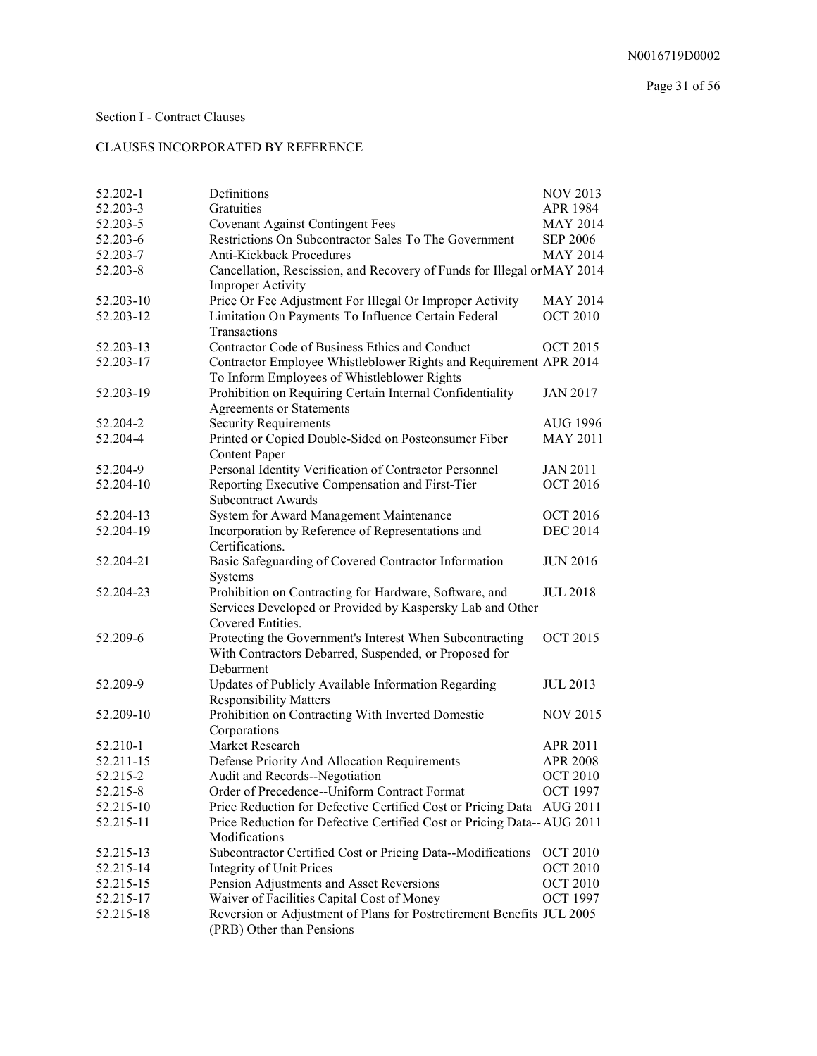Section I - Contract Clauses

CLAUSES INCORPORATED BY REFERENCE

| | | |
|---|---|---|
| 52.202-1 | Definitions | NOV 2013 |
| 52.203-3 | Gratuities | APR 1984 |
| 52.203-5 | Covenant Against Contingent Fees | MAY 2014 |
| 52.203-6 | Restrictions On Subcontractor Sales To The Government | SEP 2006 |
| 52.203-7 | Anti-Kickback Procedures | MAY 2014 |
| 52.203-8 | Cancellation, Rescission, and Recovery of Funds for Illegal or Improper Activity | MAY 2014 |
| 52.203-10 | Price Or Fee Adjustment For Illegal Or Improper Activity | MAY 2014 |
| 52.203-12 | Limitation On Payments To Influence Certain Federal Transactions | OCT 2010 |
| 52.203-13 | Contractor Code of Business Ethics and Conduct | OCT 2015 |
| 52.203-17 | Contractor Employee Whistleblower Rights and Requirement To Inform Employees of Whistleblower Rights | APR 2014 |
| 52.203-19 | Prohibition on Requiring Certain Internal Confidentiality Agreements or Statements | JAN 2017 |
| 52.204-2 | Security Requirements | AUG 1996 |
| 52.204-4 | Printed or Copied Double-Sided on Postconsumer Fiber Content Paper | MAY 2011 |
| 52.204-9 | Personal Identity Verification of Contractor Personnel | JAN 2011 |
| 52.204-10 | Reporting Executive Compensation and First-Tier Subcontract Awards | OCT 2016 |
| 52.204-13 | System for Award Management Maintenance | OCT 2016 |
| 52.204-19 | Incorporation by Reference of Representations and Certifications. | DEC 2014 |
| 52.204-21 | Basic Safeguarding of Covered Contractor Information Systems | JUN 2016 |
| 52.204-23 | Prohibition on Contracting for Hardware, Software, and Services Developed or Provided by Kaspersky Lab and Other Covered Entities. | JUL 2018 |
| 52.209-6 | Protecting the Government's Interest When Subcontracting With Contractors Debarred, Suspended, or Proposed for Debarment | OCT 2015 |
| 52.209-9 | Updates of Publicly Available Information Regarding Responsibility Matters | JUL 2013 |
| 52.209-10 | Prohibition on Contracting With Inverted Domestic Corporations | NOV 2015 |
| 52.210-1 | Market Research | APR 2011 |
| 52.211-15 | Defense Priority And Allocation Requirements | APR 2008 |
| 52.215-2 | Audit and Records--Negotiation | OCT 2010 |
| 52.215-8 | Order of Precedence--Uniform Contract Format | OCT 1997 |
| 52.215-10 | Price Reduction for Defective Certified Cost or Pricing Data | AUG 2011 |
| 52.215-11 | Price Reduction for Defective Certified Cost or Pricing Data--Modifications | AUG 2011 |
| 52.215-13 | Subcontractor Certified Cost or Pricing Data--Modifications | OCT 2010 |
| 52.215-14 | Integrity of Unit Prices | OCT 2010 |
| 52.215-15 | Pension Adjustments and Asset Reversions | OCT 2010 |
| 52.215-17 | Waiver of Facilities Capital Cost of Money | OCT 1997 |
| 52.215-18 | Reversion or Adjustment of Plans for Postretirement Benefits (PRB) Other than Pensions | JUL 2005 |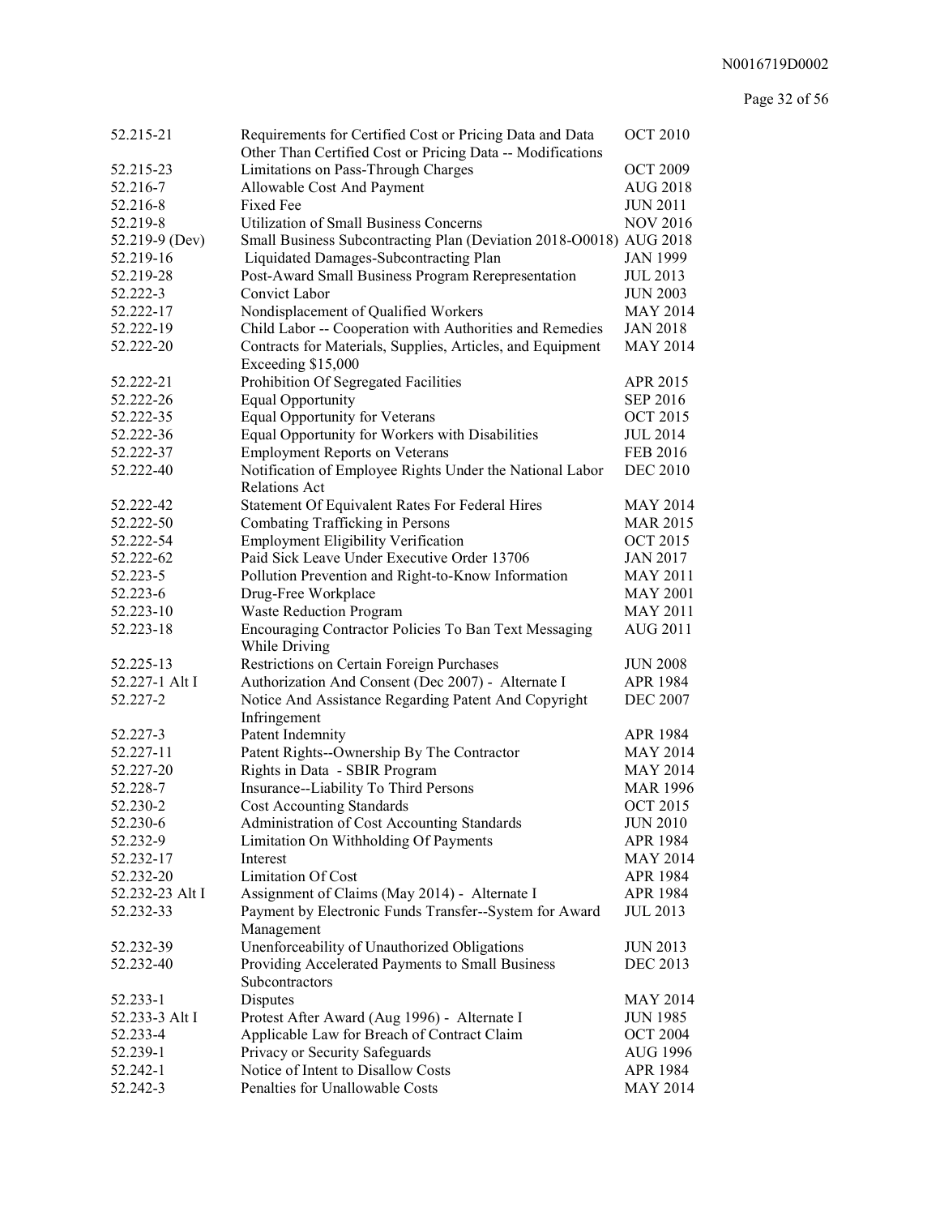| | | |
|---|---|---|
| 52.215-21 | Requirements for Certified Cost or Pricing Data and Data Other Than Certified Cost or Pricing Data -- Modifications | OCT 2010 |
| 52.215-23 | Limitations on Pass-Through Charges | OCT 2009 |
| 52.216-7 | Allowable Cost And Payment | AUG 2018 |
| 52.216-8 | Fixed Fee | JUN 2011 |
| 52.219-8 | Utilization of Small Business Concerns | NOV 2016 |
| 52.219-9 (Dev) | Small Business Subcontracting Plan (Deviation 2018-O0018) | AUG 2018 |
| 52.219-16 | Liquidated Damages-Subcontracting Plan | JAN 1999 |
| 52.219-28 | Post-Award Small Business Program Rerepresentation | JUL 2013 |
| 52.222-3 | Convict Labor | JUN 2003 |
| 52.222-17 | Nondisplacement of Qualified Workers | MAY 2014 |
| 52.222-19 | Child Labor -- Cooperation with Authorities and Remedies | JAN 2018 |
| 52.222-20 | Contracts for Materials, Supplies, Articles, and Equipment Exceeding $15,000 | MAY 2014 |
| 52.222-21 | Prohibition Of Segregated Facilities | APR 2015 |
| 52.222-26 | Equal Opportunity | SEP 2016 |
| 52.222-35 | Equal Opportunity for Veterans | OCT 2015 |
| 52.222-36 | Equal Opportunity for Workers with Disabilities | JUL 2014 |
| 52.222-37 | Employment Reports on Veterans | FEB 2016 |
| 52.222-40 | Notification of Employee Rights Under the National Labor Relations Act | DEC 2010 |
| 52.222-42 | Statement Of Equivalent Rates For Federal Hires | MAY 2014 |
| 52.222-50 | Combating Trafficking in Persons | MAR 2015 |
| 52.222-54 | Employment Eligibility Verification | OCT 2015 |
| 52.222-62 | Paid Sick Leave Under Executive Order 13706 | JAN 2017 |
| 52.223-5 | Pollution Prevention and Right-to-Know Information | MAY 2011 |
| 52.223-6 | Drug-Free Workplace | MAY 2001 |
| 52.223-10 | Waste Reduction Program | MAY 2011 |
| 52.223-18 | Encouraging Contractor Policies To Ban Text Messaging While Driving | AUG 2011 |
| 52.225-13 | Restrictions on Certain Foreign Purchases | JUN 2008 |
| 52.227-1 Alt I | Authorization And Consent (Dec 2007) - Alternate I | APR 1984 |
| 52.227-2 | Notice And Assistance Regarding Patent And Copyright Infringement | DEC 2007 |
| 52.227-3 | Patent Indemnity | APR 1984 |
| 52.227-11 | Patent Rights--Ownership By The Contractor | MAY 2014 |
| 52.227-20 | Rights in Data - SBIR Program | MAY 2014 |
| 52.228-7 | Insurance--Liability To Third Persons | MAR 1996 |
| 52.230-2 | Cost Accounting Standards | OCT 2015 |
| 52.230-6 | Administration of Cost Accounting Standards | JUN 2010 |
| 52.232-9 | Limitation On Withholding Of Payments | APR 1984 |
| 52.232-17 | Interest | MAY 2014 |
| 52.232-20 | Limitation Of Cost | APR 1984 |
| 52.232-23 Alt I | Assignment of Claims (May 2014) - Alternate I | APR 1984 |
| 52.232-33 | Payment by Electronic Funds Transfer--System for Award Management | JUL 2013 |
| 52.232-39 | Unenforceability of Unauthorized Obligations | JUN 2013 |
| 52.232-40 | Providing Accelerated Payments to Small Business Subcontractors | DEC 2013 |
| 52.233-1 | Disputes | MAY 2014 |
| 52.233-3 Alt I | Protest After Award (Aug 1996) - Alternate I | JUN 1985 |
| 52.233-4 | Applicable Law for Breach of Contract Claim | OCT 2004 |
| 52.239-1 | Privacy or Security Safeguards | AUG 1996 |
| 52.242-1 | Notice of Intent to Disallow Costs | APR 1984 |
| 52.242-3 | Penalties for Unallowable Costs | MAY 2014 |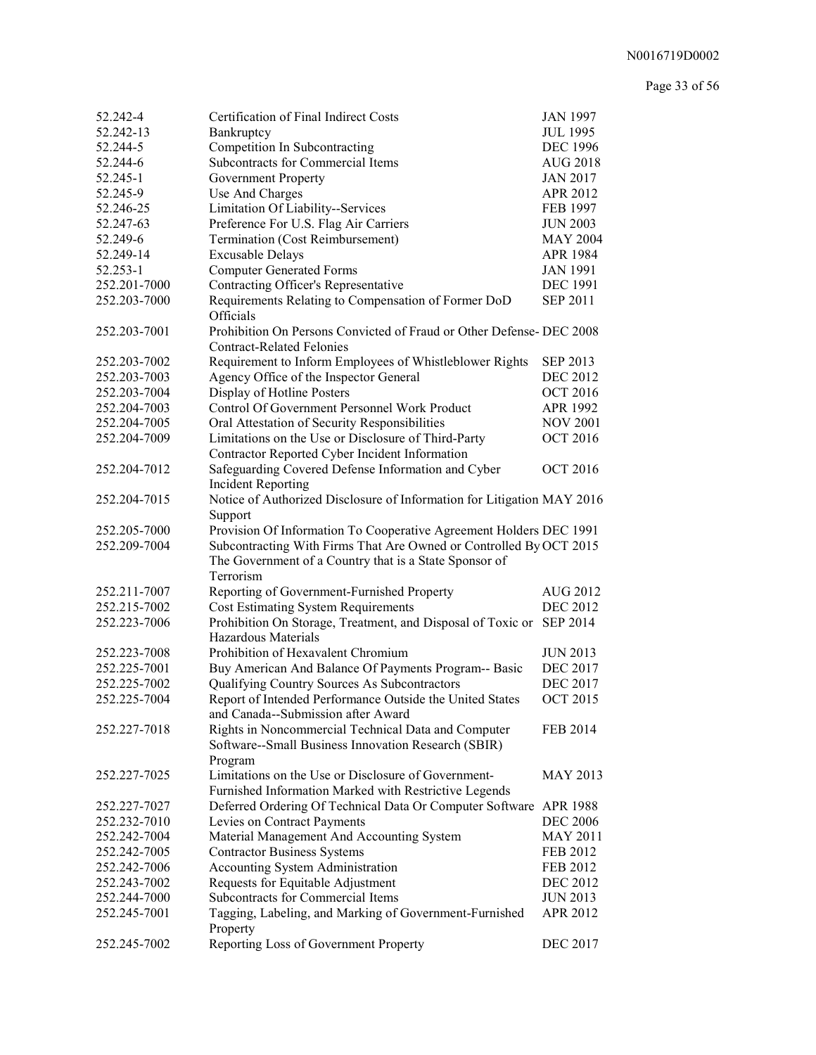| | | |
|---|---|---|
| 52.242-4 | Certification of Final Indirect Costs | JAN 1997 |
| 52.242-13 | Bankruptcy | JUL 1995 |
| 52.244-5 | Competition In Subcontracting | DEC 1996 |
| 52.244-6 | Subcontracts for Commercial Items | AUG 2018 |
| 52.245-1 | Government Property | JAN 2017 |
| 52.245-9 | Use And Charges | APR 2012 |
| 52.246-25 | Limitation Of Liability--Services | FEB 1997 |
| 52.247-63 | Preference For U.S. Flag Air Carriers | JUN 2003 |
| 52.249-6 | Termination (Cost Reimbursement) | MAY 2004 |
| 52.249-14 | Excusable Delays | APR 1984 |
| 52.253-1 | Computer Generated Forms | JAN 1991 |
| 252.201-7000 | Contracting Officer's Representative | DEC 1991 |
| 252.203-7000 | Requirements Relating to Compensation of Former DoD Officials | SEP 2011 |
| 252.203-7001 | Prohibition On Persons Convicted of Fraud or Other Defense-Contract-Related Felonies | DEC 2008 |
| 252.203-7002 | Requirement to Inform Employees of Whistleblower Rights | SEP 2013 |
| 252.203-7003 | Agency Office of the Inspector General | DEC 2012 |
| 252.203-7004 | Display of Hotline Posters | OCT 2016 |
| 252.204-7003 | Control Of Government Personnel Work Product | APR 1992 |
| 252.204-7005 | Oral Attestation of Security Responsibilities | NOV 2001 |
| 252.204-7009 | Limitations on the Use or Disclosure of Third-Party Contractor Reported Cyber Incident Information | OCT 2016 |
| 252.204-7012 | Safeguarding Covered Defense Information and Cyber Incident Reporting | OCT 2016 |
| 252.204-7015 | Notice of Authorized Disclosure of Information for Litigation Support | MAY 2016 |
| 252.205-7000 | Provision Of Information To Cooperative Agreement Holders | DEC 1991 |
| 252.209-7004 | Subcontracting With Firms That Are Owned or Controlled By The Government of a Country that is a State Sponsor of Terrorism | OCT 2015 |
| 252.211-7007 | Reporting of Government-Furnished Property | AUG 2012 |
| 252.215-7002 | Cost Estimating System Requirements | DEC 2012 |
| 252.223-7006 | Prohibition On Storage, Treatment, and Disposal of Toxic or Hazardous Materials | SEP 2014 |
| 252.223-7008 | Prohibition of Hexavalent Chromium | JUN 2013 |
| 252.225-7001 | Buy American And Balance Of Payments Program-- Basic | DEC 2017 |
| 252.225-7002 | Qualifying Country Sources As Subcontractors | DEC 2017 |
| 252.225-7004 | Report of Intended Performance Outside the United States and Canada--Submission after Award | OCT 2015 |
| 252.227-7018 | Rights in Noncommercial Technical Data and Computer Software--Small Business Innovation Research (SBIR) Program | FEB 2014 |
| 252.227-7025 | Limitations on the Use or Disclosure of Government-Furnished Information Marked with Restrictive Legends | MAY 2013 |
| 252.227-7027 | Deferred Ordering Of Technical Data Or Computer Software | APR 1988 |
| 252.232-7010 | Levies on Contract Payments | DEC 2006 |
| 252.242-7004 | Material Management And Accounting System | MAY 2011 |
| 252.242-7005 | Contractor Business Systems | FEB 2012 |
| 252.242-7006 | Accounting System Administration | FEB 2012 |
| 252.243-7002 | Requests for Equitable Adjustment | DEC 2012 |
| 252.244-7000 | Subcontracts for Commercial Items | JUN 2013 |
| 252.245-7001 | Tagging, Labeling, and Marking of Government-Furnished Property | APR 2012 |
| 252.245-7002 | Reporting Loss of Government Property | DEC 2017 |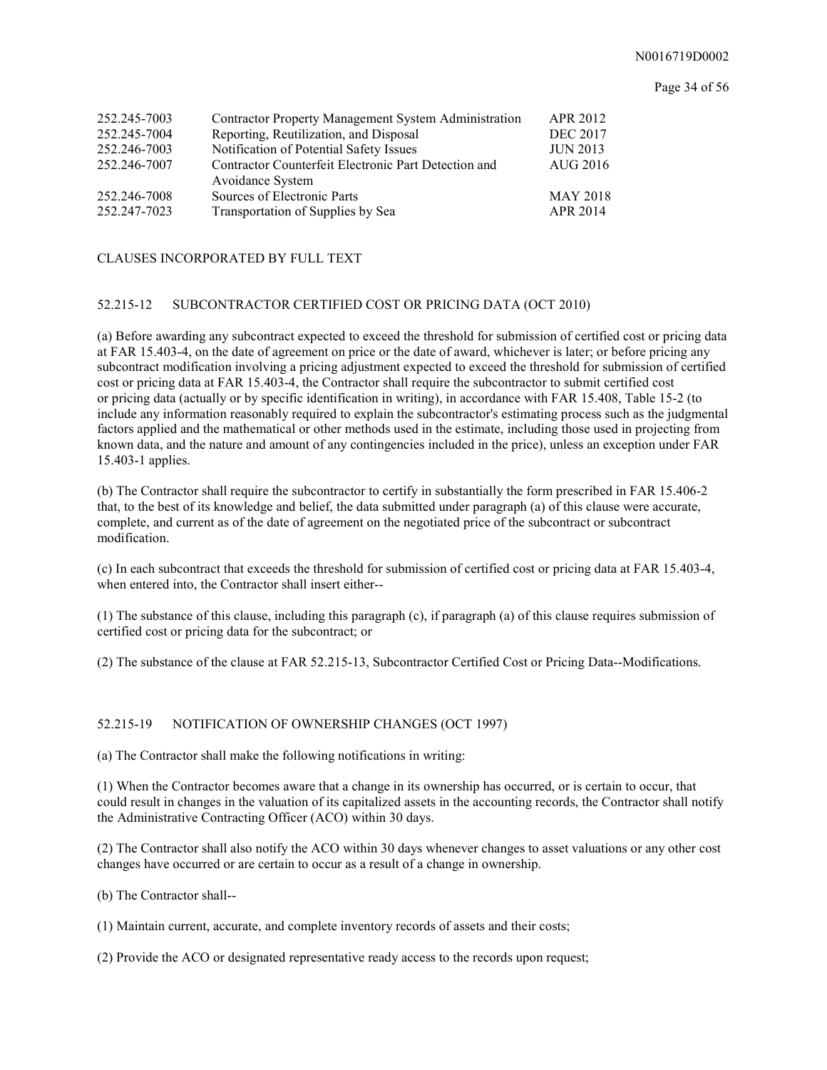| | | |
|---|---|---|
| 252.245-7003 | Contractor Property Management System Administration | APR 2012 |
| 252.245-7004 | Reporting, Reutilization, and Disposal | DEC 2017 |
| 252.246-7003 | Notification of Potential Safety Issues | JUN 2013 |
| 252.246-7007 | Contractor Counterfeit Electronic Part Detection and Avoidance System | AUG 2016 |
| 252.246-7008 | Sources of Electronic Parts | MAY 2018 |
| 252.247-7023 | Transportation of Supplies by Sea | APR 2014 |

CLAUSES INCORPORATED BY FULL TEXT

52.215-12 SUBCONTRACTOR CERTIFIED COST OR PRICING DATA (OCT 2010)

(a) Before awarding any subcontract expected to exceed the threshold for submission of certified cost or pricing data at FAR 15.403-4, on the date of agreement on price or the date of award, whichever is later; or before pricing any subcontract modification involving a pricing adjustment expected to exceed the threshold for submission of certified cost or pricing data at FAR 15.403-4, the Contractor shall require the subcontractor to submit certified cost or pricing data (actually or by specific identification in writing), in accordance with FAR 15.408, Table 15-2 (to include any information reasonably required to explain the subcontractor's estimating process such as the judgmental factors applied and the mathematical or other methods used in the estimate, including those used in projecting from known data, and the nature and amount of any contingencies included in the price), unless an exception under FAR 15.403-1 applies.

(b) The Contractor shall require the subcontractor to certify in substantially the form prescribed in FAR 15.406-2 that, to the best of its knowledge and belief, the data submitted under paragraph (a) of this clause were accurate, complete, and current as of the date of agreement on the negotiated price of the subcontract or subcontract modification.

(c) In each subcontract that exceeds the threshold for submission of certified cost or pricing data at FAR 15.403-4, when entered into, the Contractor shall insert either--

(1) The substance of this clause, including this paragraph (c), if paragraph (a) of this clause requires submission of certified cost or pricing data for the subcontract; or

(2) The substance of the clause at FAR 52.215-13, Subcontractor Certified Cost or Pricing Data--Modifications.

52.215-19 NOTIFICATION OF OWNERSHIP CHANGES (OCT 1997)

(a) The Contractor shall make the following notifications in writing:

(1) When the Contractor becomes aware that a change in its ownership has occurred, or is certain to occur, that could result in changes in the valuation of its capitalized assets in the accounting records, the Contractor shall notify the Administrative Contracting Officer (ACO) within 30 days.

(2) The Contractor shall also notify the ACO within 30 days whenever changes to asset valuations or any other cost changes have occurred or are certain to occur as a result of a change in ownership.

(b) The Contractor shall--

(1) Maintain current, accurate, and complete inventory records of assets and their costs;

(2) Provide the ACO or designated representative ready access to the records upon request;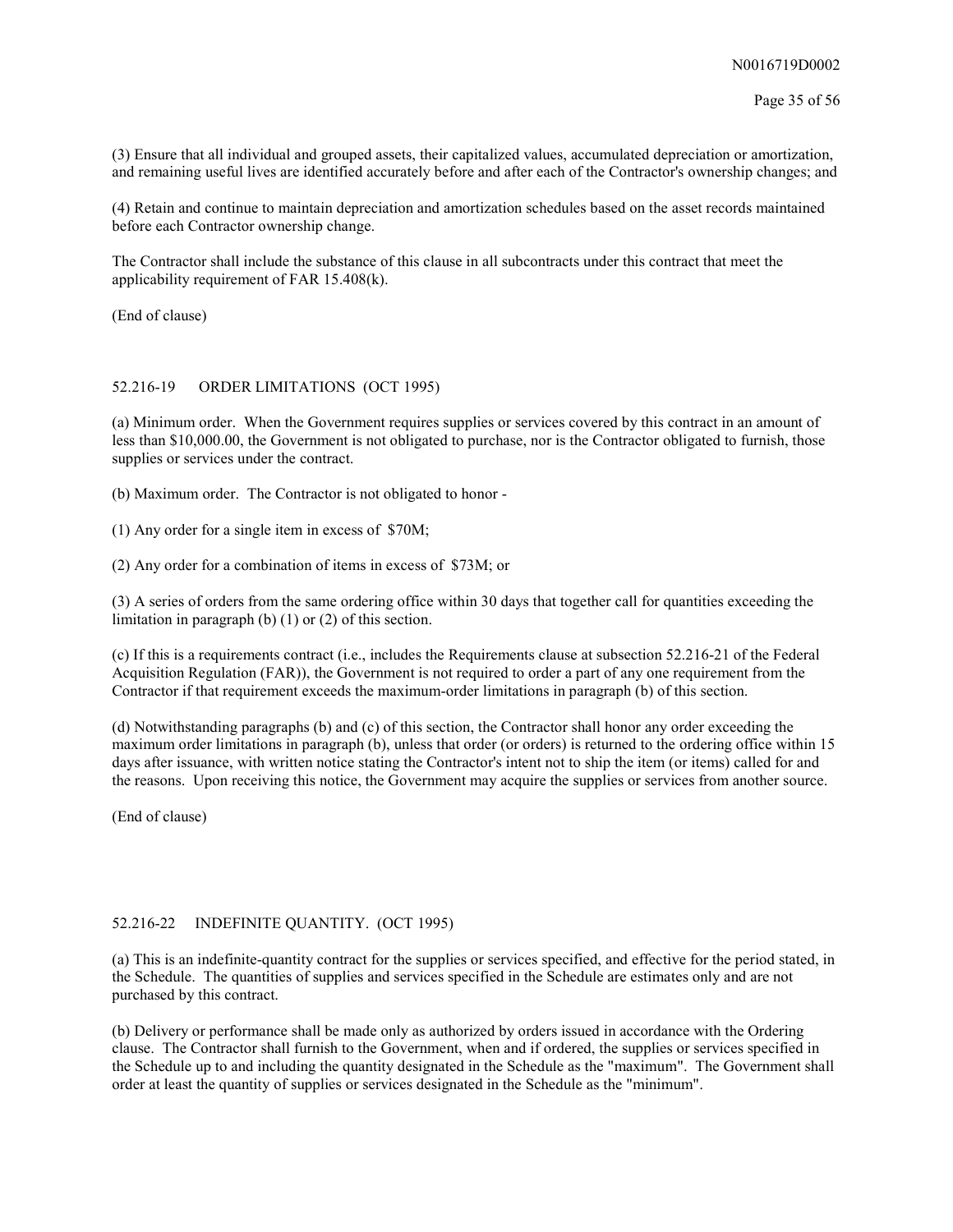(3) Ensure that all individual and grouped assets, their capitalized values, accumulated depreciation or amortization, and remaining useful lives are identified accurately before and after each of the Contractor's ownership changes; and

(4) Retain and continue to maintain depreciation and amortization schedules based on the asset records maintained before each Contractor ownership change.

The Contractor shall include the substance of this clause in all subcontracts under this contract that meet the applicability requirement of FAR 15.408(k).

(End of clause)

## 52.216-19 ORDER LIMITATIONS (OCT 1995)

(a) Minimum order. When the Government requires supplies or services covered by this contract in an amount of less than $10,000.00, the Government is not obligated to purchase, nor is the Contractor obligated to furnish, those supplies or services under the contract.

(b) Maximum order. The Contractor is not obligated to honor -

(1) Any order for a single item in excess of $70M;

(2) Any order for a combination of items in excess of $73M; or

(3) A series of orders from the same ordering office within 30 days that together call for quantities exceeding the limitation in paragraph (b) (1) or (2) of this section.

(c) If this is a requirements contract (i.e., includes the Requirements clause at subsection 52.216-21 of the Federal Acquisition Regulation (FAR)), the Government is not required to order a part of any one requirement from the Contractor if that requirement exceeds the maximum-order limitations in paragraph (b) of this section.

(d) Notwithstanding paragraphs (b) and (c) of this section, the Contractor shall honor any order exceeding the maximum order limitations in paragraph (b), unless that order (or orders) is returned to the ordering office within 15 days after issuance, with written notice stating the Contractor's intent not to ship the item (or items) called for and the reasons. Upon receiving this notice, the Government may acquire the supplies or services from another source.

(End of clause)

## 52.216-22 INDEFINITE QUANTITY. (OCT 1995)

(a) This is an indefinite-quantity contract for the supplies or services specified, and effective for the period stated, in the Schedule. The quantities of supplies and services specified in the Schedule are estimates only and are not purchased by this contract.

(b) Delivery or performance shall be made only as authorized by orders issued in accordance with the Ordering clause. The Contractor shall furnish to the Government, when and if ordered, the supplies or services specified in the Schedule up to and including the quantity designated in the Schedule as the "maximum". The Government shall order at least the quantity of supplies or services designated in the Schedule as the "minimum".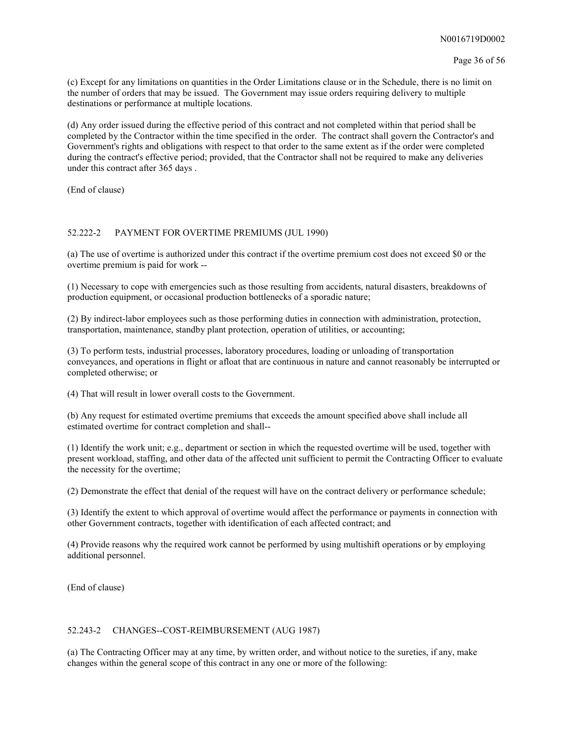(c) Except for any limitations on quantities in the Order Limitations clause or in the Schedule, there is no limit on the number of orders that may be issued. The Government may issue orders requiring delivery to multiple destinations or performance at multiple locations.

(d) Any order issued during the effective period of this contract and not completed within that period shall be completed by the Contractor within the time specified in the order. The contract shall govern the Contractor's and Government's rights and obligations with respect to that order to the same extent as if the order were completed during the contract's effective period; provided, that the Contractor shall not be required to make any deliveries under this contract after 365 days .

(End of clause)

## 52.222-2 PAYMENT FOR OVERTIME PREMIUMS (JUL 1990)

(a) The use of overtime is authorized under this contract if the overtime premium cost does not exceed $0 or the overtime premium is paid for work --

(1) Necessary to cope with emergencies such as those resulting from accidents, natural disasters, breakdowns of production equipment, or occasional production bottlenecks of a sporadic nature;

(2) By indirect-labor employees such as those performing duties in connection with administration, protection, transportation, maintenance, standby plant protection, operation of utilities, or accounting;

(3) To perform tests, industrial processes, laboratory procedures, loading or unloading of transportation conveyances, and operations in flight or afloat that are continuous in nature and cannot reasonably be interrupted or completed otherwise; or

(4) That will result in lower overall costs to the Government.

(b) Any request for estimated overtime premiums that exceeds the amount specified above shall include all estimated overtime for contract completion and shall--

(1) Identify the work unit; e.g., department or section in which the requested overtime will be used, together with present workload, staffing, and other data of the affected unit sufficient to permit the Contracting Officer to evaluate the necessity for the overtime;

(2) Demonstrate the effect that denial of the request will have on the contract delivery or performance schedule;

(3) Identify the extent to which approval of overtime would affect the performance or payments in connection with other Government contracts, together with identification of each affected contract; and

(4) Provide reasons why the required work cannot be performed by using multishift operations or by employing additional personnel.

(End of clause)

## 52.243-2 CHANGES--COST-REIMBURSEMENT (AUG 1987)

(a) The Contracting Officer may at any time, by written order, and without notice to the sureties, if any, make changes within the general scope of this contract in any one or more of the following: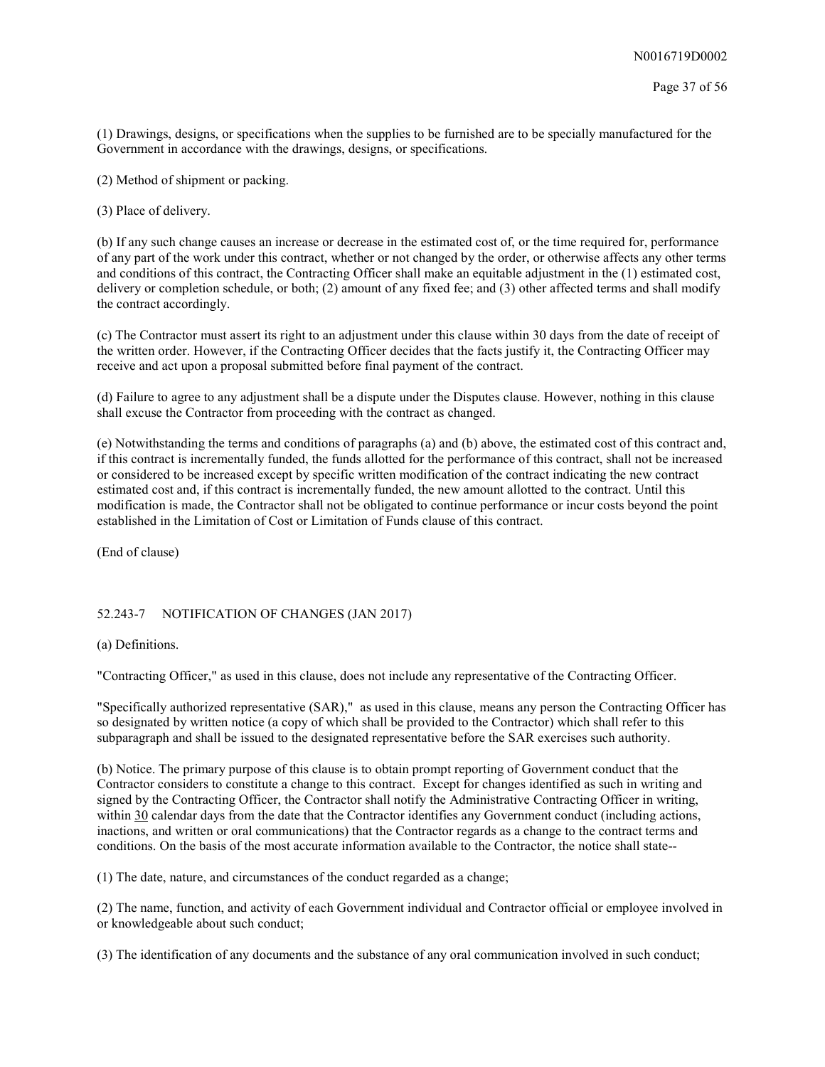(1) Drawings, designs, or specifications when the supplies to be furnished are to be specially manufactured for the Government in accordance with the drawings, designs, or specifications.

(2) Method of shipment or packing.

(3) Place of delivery.

(b) If any such change causes an increase or decrease in the estimated cost of, or the time required for, performance of any part of the work under this contract, whether or not changed by the order, or otherwise affects any other terms and conditions of this contract, the Contracting Officer shall make an equitable adjustment in the (1) estimated cost, delivery or completion schedule, or both; (2) amount of any fixed fee; and (3) other affected terms and shall modify the contract accordingly.

(c) The Contractor must assert its right to an adjustment under this clause within 30 days from the date of receipt of the written order. However, if the Contracting Officer decides that the facts justify it, the Contracting Officer may receive and act upon a proposal submitted before final payment of the contract.

(d) Failure to agree to any adjustment shall be a dispute under the Disputes clause. However, nothing in this clause shall excuse the Contractor from proceeding with the contract as changed.

(e) Notwithstanding the terms and conditions of paragraphs (a) and (b) above, the estimated cost of this contract and, if this contract is incrementally funded, the funds allotted for the performance of this contract, shall not be increased or considered to be increased except by specific written modification of the contract indicating the new contract estimated cost and, if this contract is incrementally funded, the new amount allotted to the contract. Until this modification is made, the Contractor shall not be obligated to continue performance or incur costs beyond the point established in the Limitation of Cost or Limitation of Funds clause of this contract.

(End of clause)

52.243-7 NOTIFICATION OF CHANGES (JAN 2017)

(a) Definitions.

"Contracting Officer," as used in this clause, does not include any representative of the Contracting Officer.

"Specifically authorized representative (SAR)," as used in this clause, means any person the Contracting Officer has so designated by written notice (a copy of which shall be provided to the Contractor) which shall refer to this subparagraph and shall be issued to the designated representative before the SAR exercises such authority.

(b) Notice. The primary purpose of this clause is to obtain prompt reporting of Government conduct that the Contractor considers to constitute a change to this contract. Except for changes identified as such in writing and signed by the Contracting Officer, the Contractor shall notify the Administrative Contracting Officer in writing, within 30 calendar days from the date that the Contractor identifies any Government conduct (including actions, inactions, and written or oral communications) that the Contractor regards as a change to the contract terms and conditions. On the basis of the most accurate information available to the Contractor, the notice shall state--

(1) The date, nature, and circumstances of the conduct regarded as a change;

(2) The name, function, and activity of each Government individual and Contractor official or employee involved in or knowledgeable about such conduct;

(3) The identification of any documents and the substance of any oral communication involved in such conduct;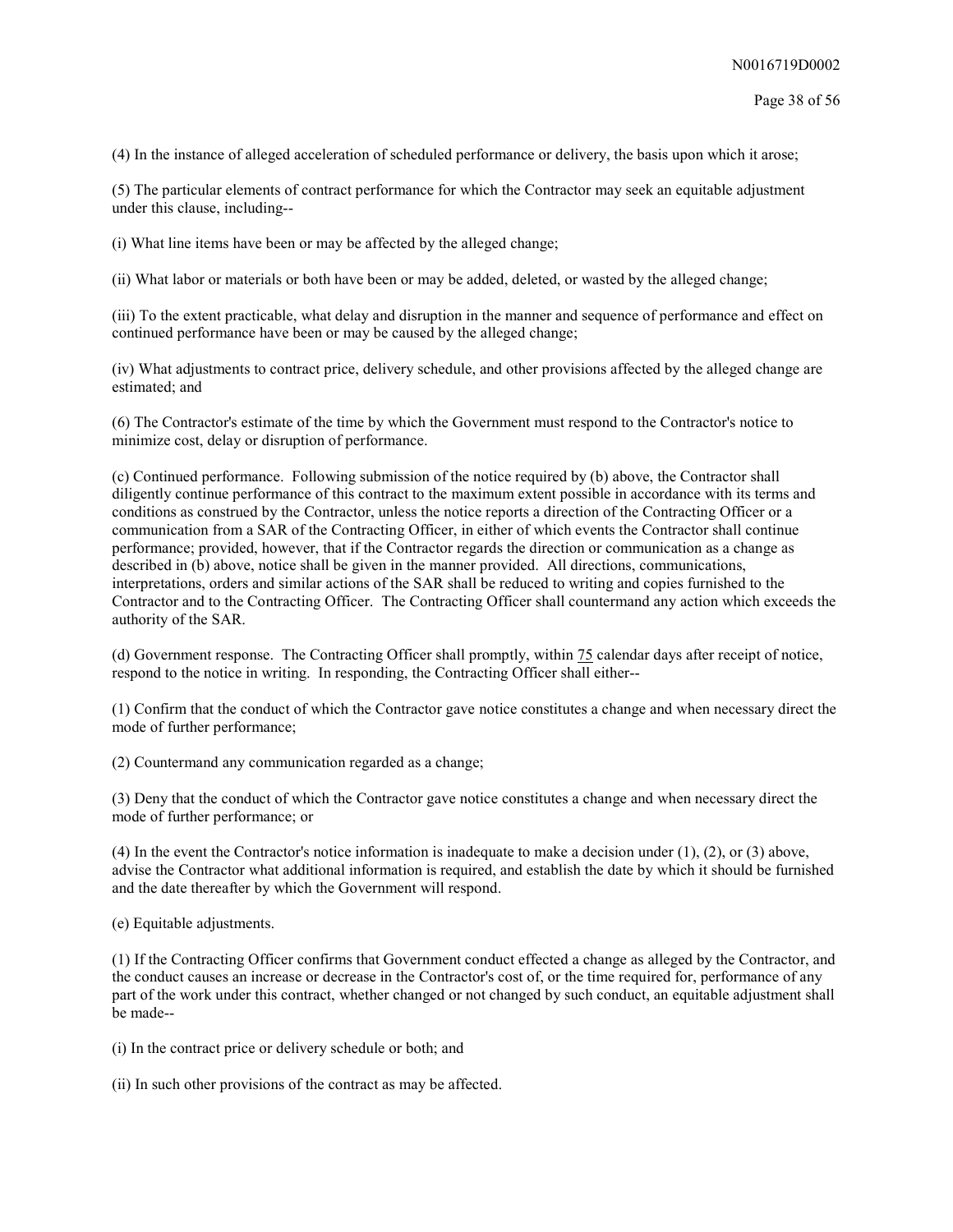(4) In the instance of alleged acceleration of scheduled performance or delivery, the basis upon which it arose;

(5) The particular elements of contract performance for which the Contractor may seek an equitable adjustment under this clause, including--

(i) What line items have been or may be affected by the alleged change;

(ii) What labor or materials or both have been or may be added, deleted, or wasted by the alleged change;

(iii) To the extent practicable, what delay and disruption in the manner and sequence of performance and effect on continued performance have been or may be caused by the alleged change;

(iv) What adjustments to contract price, delivery schedule, and other provisions affected by the alleged change are estimated; and

(6) The Contractor's estimate of the time by which the Government must respond to the Contractor's notice to minimize cost, delay or disruption of performance.

(c) Continued performance. Following submission of the notice required by (b) above, the Contractor shall diligently continue performance of this contract to the maximum extent possible in accordance with its terms and conditions as construed by the Contractor, unless the notice reports a direction of the Contracting Officer or a communication from a SAR of the Contracting Officer, in either of which events the Contractor shall continue performance; provided, however, that if the Contractor regards the direction or communication as a change as described in (b) above, notice shall be given in the manner provided. All directions, communications, interpretations, orders and similar actions of the SAR shall be reduced to writing and copies furnished to the Contractor and to the Contracting Officer. The Contracting Officer shall countermand any action which exceeds the authority of the SAR.

(d) Government response. The Contracting Officer shall promptly, within 75 calendar days after receipt of notice, respond to the notice in writing. In responding, the Contracting Officer shall either--

(1) Confirm that the conduct of which the Contractor gave notice constitutes a change and when necessary direct the mode of further performance;

(2) Countermand any communication regarded as a change;

(3) Deny that the conduct of which the Contractor gave notice constitutes a change and when necessary direct the mode of further performance; or

(4) In the event the Contractor's notice information is inadequate to make a decision under (1), (2), or (3) above, advise the Contractor what additional information is required, and establish the date by which it should be furnished and the date thereafter by which the Government will respond.

(e) Equitable adjustments.

(1) If the Contracting Officer confirms that Government conduct effected a change as alleged by the Contractor, and the conduct causes an increase or decrease in the Contractor's cost of, or the time required for, performance of any part of the work under this contract, whether changed or not changed by such conduct, an equitable adjustment shall be made--

(i) In the contract price or delivery schedule or both; and

(ii) In such other provisions of the contract as may be affected.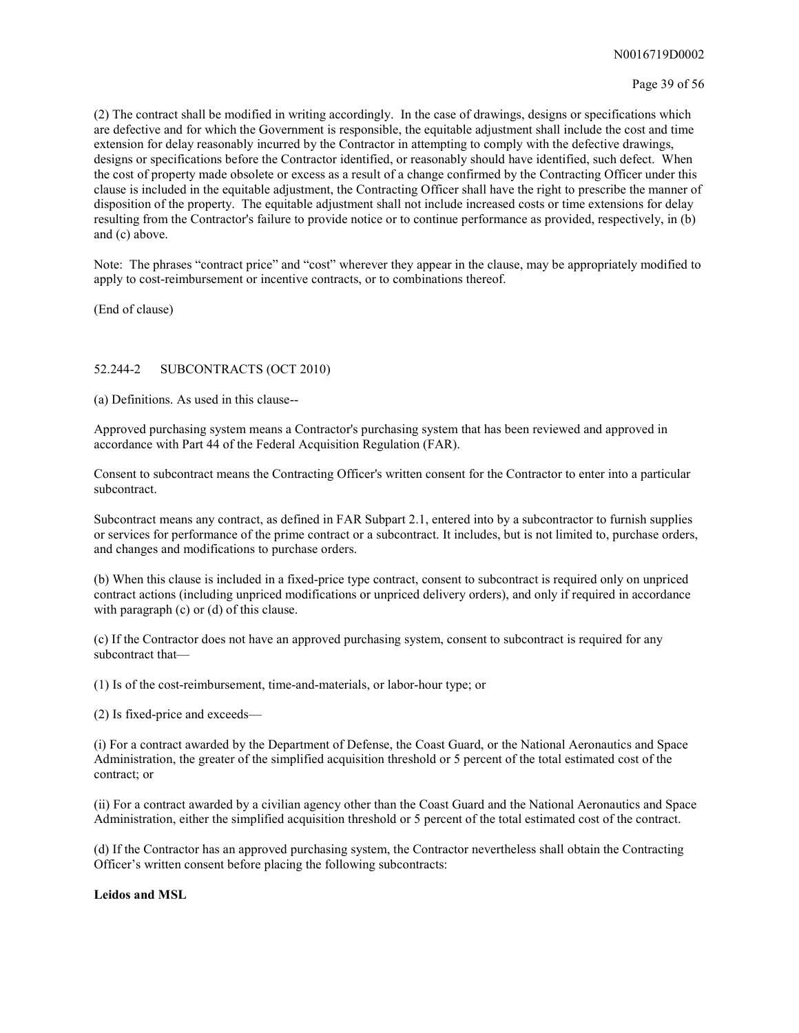(2) The contract shall be modified in writing accordingly. In the case of drawings, designs or specifications which are defective and for which the Government is responsible, the equitable adjustment shall include the cost and time extension for delay reasonably incurred by the Contractor in attempting to comply with the defective drawings, designs or specifications before the Contractor identified, or reasonably should have identified, such defect. When the cost of property made obsolete or excess as a result of a change confirmed by the Contracting Officer under this clause is included in the equitable adjustment, the Contracting Officer shall have the right to prescribe the manner of disposition of the property. The equitable adjustment shall not include increased costs or time extensions for delay resulting from the Contractor's failure to provide notice or to continue performance as provided, respectively, in (b) and (c) above.

Note: The phrases "contract price" and "cost" wherever they appear in the clause, may be appropriately modified to apply to cost-reimbursement or incentive contracts, or to combinations thereof.

(End of clause)

52.244-2 SUBCONTRACTS (OCT 2010)

(a) Definitions. As used in this clause--

Approved purchasing system means a Contractor's purchasing system that has been reviewed and approved in accordance with Part 44 of the Federal Acquisition Regulation (FAR).

Consent to subcontract means the Contracting Officer's written consent for the Contractor to enter into a particular subcontract.

Subcontract means any contract, as defined in FAR Subpart 2.1, entered into by a subcontractor to furnish supplies or services for performance of the prime contract or a subcontract. It includes, but is not limited to, purchase orders, and changes and modifications to purchase orders.

(b) When this clause is included in a fixed-price type contract, consent to subcontract is required only on unpriced contract actions (including unpriced modifications or unpriced delivery orders), and only if required in accordance with paragraph (c) or (d) of this clause.

(c) If the Contractor does not have an approved purchasing system, consent to subcontract is required for any subcontract that—

(1) Is of the cost-reimbursement, time-and-materials, or labor-hour type; or

(2) Is fixed-price and exceeds—

(i) For a contract awarded by the Department of Defense, the Coast Guard, or the National Aeronautics and Space Administration, the greater of the simplified acquisition threshold or 5 percent of the total estimated cost of the contract; or

(ii) For a contract awarded by a civilian agency other than the Coast Guard and the National Aeronautics and Space Administration, either the simplified acquisition threshold or 5 percent of the total estimated cost of the contract.

(d) If the Contractor has an approved purchasing system, the Contractor nevertheless shall obtain the Contracting Officer's written consent before placing the following subcontracts:

**Leidos and MSL**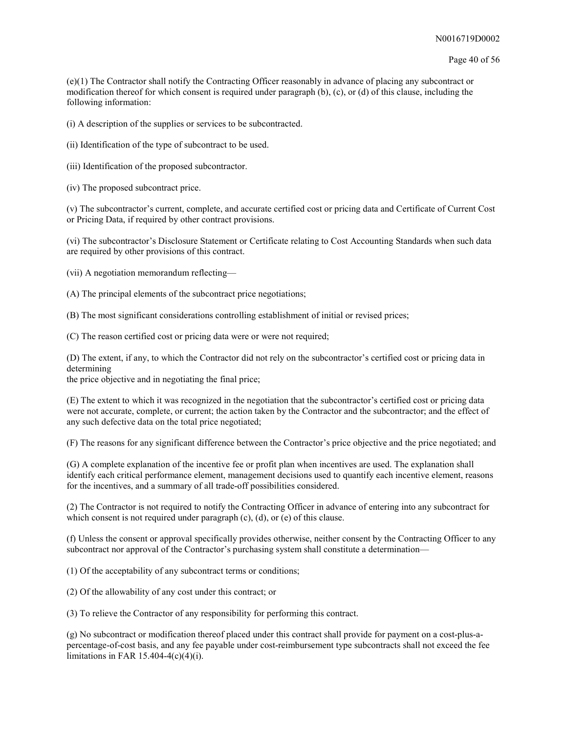(e)(1) The Contractor shall notify the Contracting Officer reasonably in advance of placing any subcontract or modification thereof for which consent is required under paragraph (b), (c), or (d) of this clause, including the following information:

(i) A description of the supplies or services to be subcontracted.

(ii) Identification of the type of subcontract to be used.

(iii) Identification of the proposed subcontractor.

(iv) The proposed subcontract price.

(v) The subcontractor's current, complete, and accurate certified cost or pricing data and Certificate of Current Cost or Pricing Data, if required by other contract provisions.

(vi) The subcontractor's Disclosure Statement or Certificate relating to Cost Accounting Standards when such data are required by other provisions of this contract.

(vii) A negotiation memorandum reflecting—

(A) The principal elements of the subcontract price negotiations;

(B) The most significant considerations controlling establishment of initial or revised prices;

(C) The reason certified cost or pricing data were or were not required;

(D) The extent, if any, to which the Contractor did not rely on the subcontractor's certified cost or pricing data in determining
the price objective and in negotiating the final price;

(E) The extent to which it was recognized in the negotiation that the subcontractor's certified cost or pricing data were not accurate, complete, or current; the action taken by the Contractor and the subcontractor; and the effect of any such defective data on the total price negotiated;

(F) The reasons for any significant difference between the Contractor's price objective and the price negotiated; and

(G) A complete explanation of the incentive fee or profit plan when incentives are used. The explanation shall identify each critical performance element, management decisions used to quantify each incentive element, reasons for the incentives, and a summary of all trade-off possibilities considered.

(2) The Contractor is not required to notify the Contracting Officer in advance of entering into any subcontract for which consent is not required under paragraph (c), (d), or (e) of this clause.

(f) Unless the consent or approval specifically provides otherwise, neither consent by the Contracting Officer to any subcontract nor approval of the Contractor's purchasing system shall constitute a determination—

(1) Of the acceptability of any subcontract terms or conditions;

(2) Of the allowability of any cost under this contract; or

(3) To relieve the Contractor of any responsibility for performing this contract.

(g) No subcontract or modification thereof placed under this contract shall provide for payment on a cost-plus-a-percentage-of-cost basis, and any fee payable under cost-reimbursement type subcontracts shall not exceed the fee limitations in FAR 15.404-4(c)(4)(i).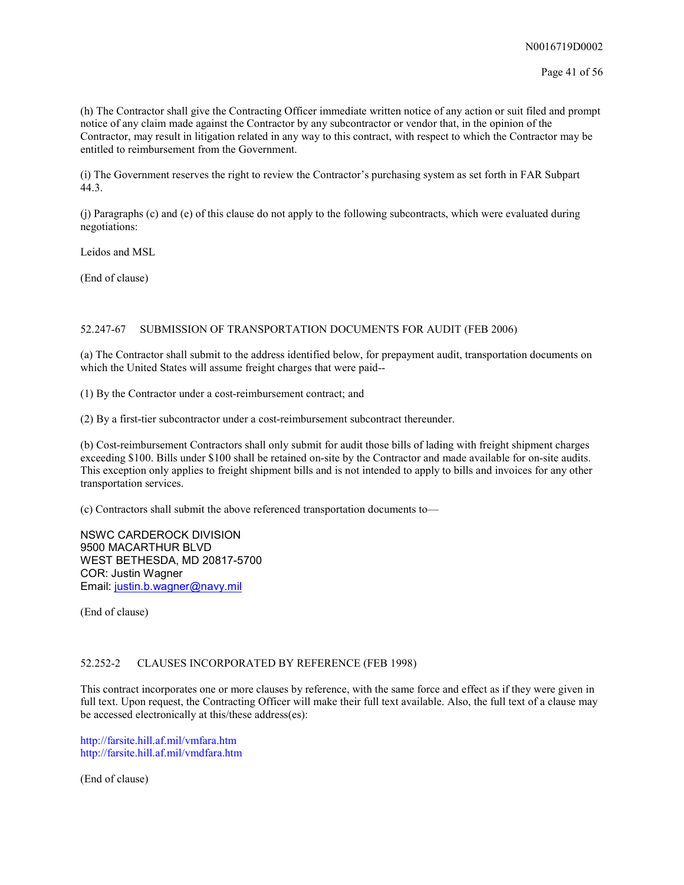(h) The Contractor shall give the Contracting Officer immediate written notice of any action or suit filed and prompt notice of any claim made against the Contractor by any subcontractor or vendor that, in the opinion of the Contractor, may result in litigation related in any way to this contract, with respect to which the Contractor may be entitled to reimbursement from the Government.

(i) The Government reserves the right to review the Contractor's purchasing system as set forth in FAR Subpart 44.3.

(j) Paragraphs (c) and (e) of this clause do not apply to the following subcontracts, which were evaluated during negotiations:

Leidos and MSL

(End of clause)

52.247-67 SUBMISSION OF TRANSPORTATION DOCUMENTS FOR AUDIT (FEB 2006)

(a) The Contractor shall submit to the address identified below, for prepayment audit, transportation documents on which the United States will assume freight charges that were paid--

(1) By the Contractor under a cost-reimbursement contract; and

(2) By a first-tier subcontractor under a cost-reimbursement subcontract thereunder.

(b) Cost-reimbursement Contractors shall only submit for audit those bills of lading with freight shipment charges exceeding $100. Bills under $100 shall be retained on-site by the Contractor and made available for on-site audits. This exception only applies to freight shipment bills and is not intended to apply to bills and invoices for any other transportation services.

(c) Contractors shall submit the above referenced transportation documents to—

NSWC CARDEROCK DIVISION
9500 MACARTHUR BLVD
WEST BETHESDA, MD 20817-5700
COR: Justin Wagner
Email: justin.b.wagner@navy.mil

(End of clause)

52.252-2 CLAUSES INCORPORATED BY REFERENCE (FEB 1998)

This contract incorporates one or more clauses by reference, with the same force and effect as if they were given in full text. Upon request, the Contracting Officer will make their full text available. Also, the full text of a clause may be accessed electronically at this/these address(es):

http://farsite.hill.af.mil/vmfara.htm
http://farsite.hill.af.mil/vmdfara.htm

(End of clause)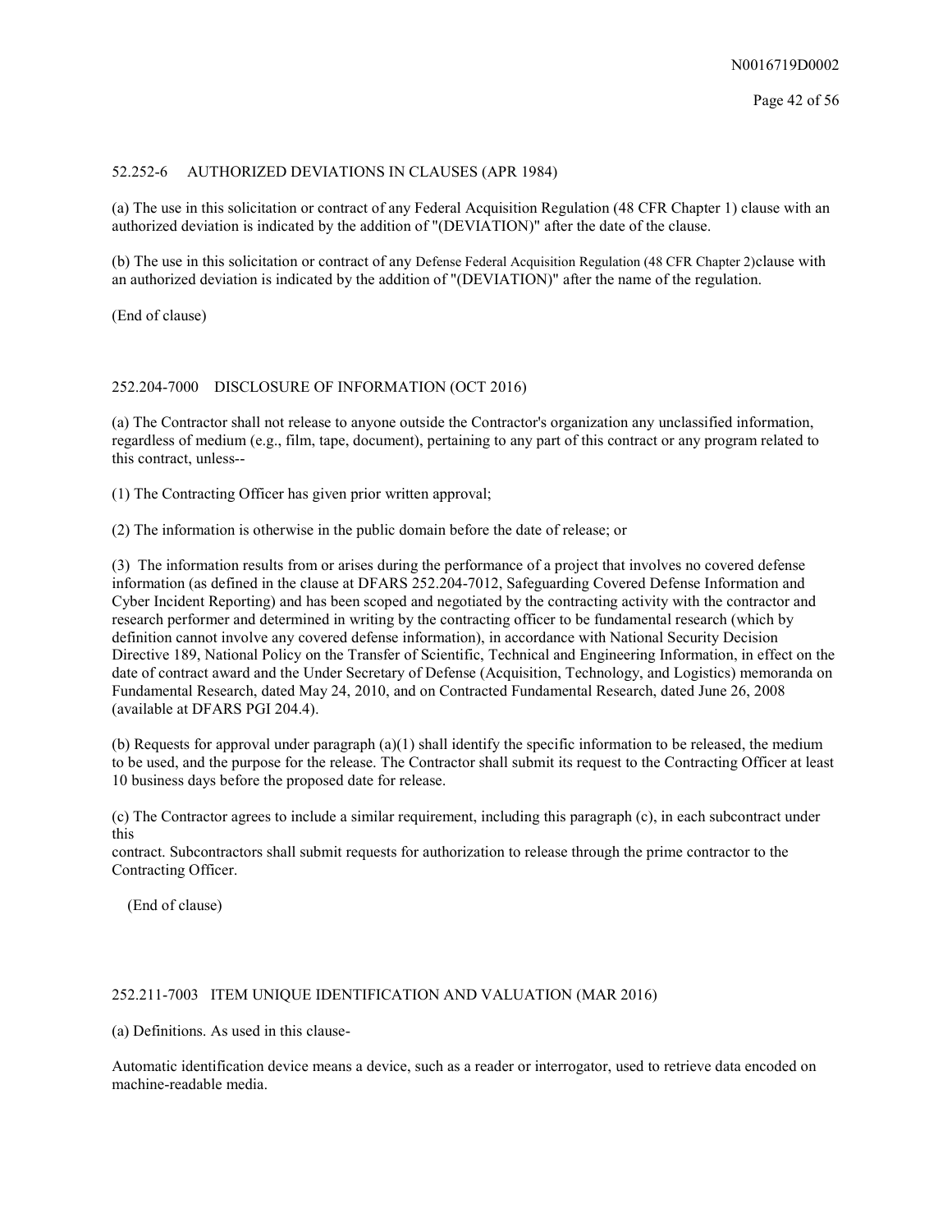52.252-6 AUTHORIZED DEVIATIONS IN CLAUSES (APR 1984)

(a) The use in this solicitation or contract of any Federal Acquisition Regulation (48 CFR Chapter 1) clause with an authorized deviation is indicated by the addition of "(DEVIATION)" after the date of the clause.

(b) The use in this solicitation or contract of any Defense Federal Acquisition Regulation (48 CFR Chapter 2)clause with an authorized deviation is indicated by the addition of "(DEVIATION)" after the name of the regulation.

(End of clause)

252.204-7000 DISCLOSURE OF INFORMATION (OCT 2016)

(a) The Contractor shall not release to anyone outside the Contractor's organization any unclassified information, regardless of medium (e.g., film, tape, document), pertaining to any part of this contract or any program related to this contract, unless--

(1) The Contracting Officer has given prior written approval;

(2) The information is otherwise in the public domain before the date of release; or

(3) The information results from or arises during the performance of a project that involves no covered defense information (as defined in the clause at DFARS 252.204-7012, Safeguarding Covered Defense Information and Cyber Incident Reporting) and has been scoped and negotiated by the contracting activity with the contractor and research performer and determined in writing by the contracting officer to be fundamental research (which by definition cannot involve any covered defense information), in accordance with National Security Decision Directive 189, National Policy on the Transfer of Scientific, Technical and Engineering Information, in effect on the date of contract award and the Under Secretary of Defense (Acquisition, Technology, and Logistics) memoranda on Fundamental Research, dated May 24, 2010, and on Contracted Fundamental Research, dated June 26, 2008 (available at DFARS PGI 204.4).

(b) Requests for approval under paragraph (a)(1) shall identify the specific information to be released, the medium to be used, and the purpose for the release. The Contractor shall submit its request to the Contracting Officer at least 10 business days before the proposed date for release.

(c) The Contractor agrees to include a similar requirement, including this paragraph (c), in each subcontract under this
contract. Subcontractors shall submit requests for authorization to release through the prime contractor to the Contracting Officer.

(End of clause)

252.211-7003 ITEM UNIQUE IDENTIFICATION AND VALUATION (MAR 2016)

(a) Definitions. As used in this clause-

Automatic identification device means a device, such as a reader or interrogator, used to retrieve data encoded on machine-readable media.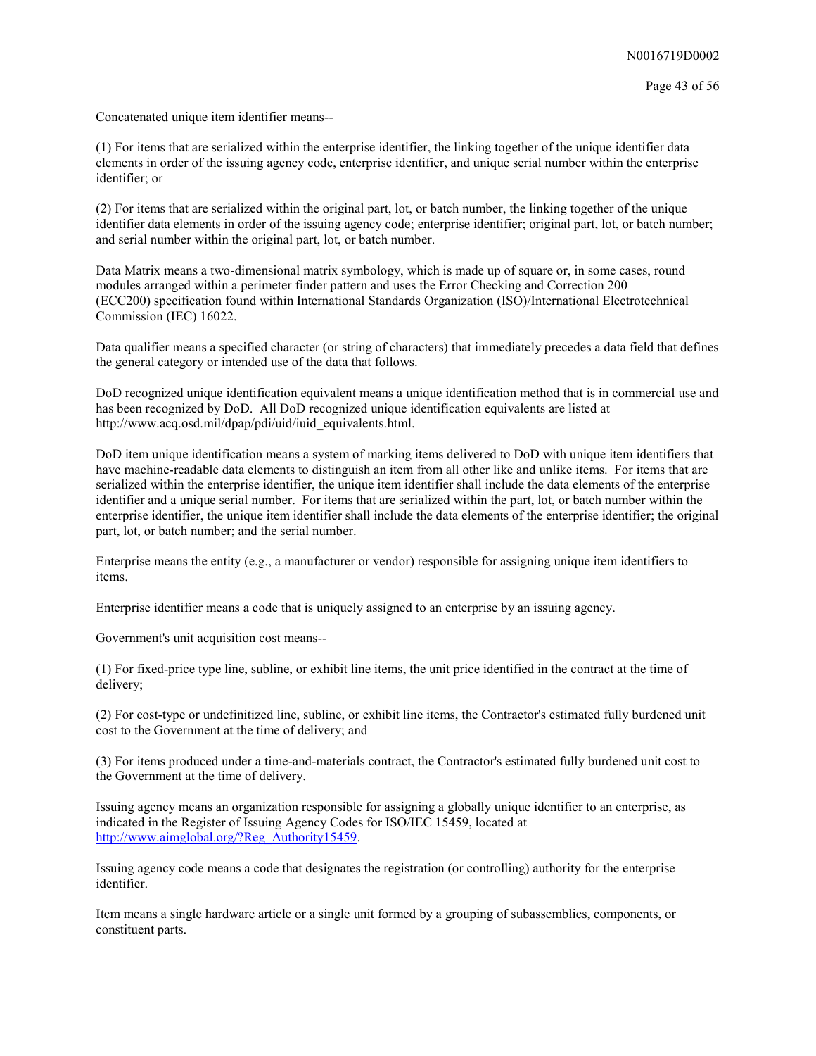Concatenated unique item identifier means--

(1) For items that are serialized within the enterprise identifier, the linking together of the unique identifier data elements in order of the issuing agency code, enterprise identifier, and unique serial number within the enterprise identifier; or

(2) For items that are serialized within the original part, lot, or batch number, the linking together of the unique identifier data elements in order of the issuing agency code; enterprise identifier; original part, lot, or batch number; and serial number within the original part, lot, or batch number.

Data Matrix means a two-dimensional matrix symbology, which is made up of square or, in some cases, round modules arranged within a perimeter finder pattern and uses the Error Checking and Correction 200 (ECC200) specification found within International Standards Organization (ISO)/International Electrotechnical Commission (IEC) 16022.

Data qualifier means a specified character (or string of characters) that immediately precedes a data field that defines the general category or intended use of the data that follows.

DoD recognized unique identification equivalent means a unique identification method that is in commercial use and has been recognized by DoD. All DoD recognized unique identification equivalents are listed at http://www.acq.osd.mil/dpap/pdi/uid/iuid_equivalents.html.

DoD item unique identification means a system of marking items delivered to DoD with unique item identifiers that have machine-readable data elements to distinguish an item from all other like and unlike items. For items that are serialized within the enterprise identifier, the unique item identifier shall include the data elements of the enterprise identifier and a unique serial number. For items that are serialized within the part, lot, or batch number within the enterprise identifier, the unique item identifier shall include the data elements of the enterprise identifier; the original part, lot, or batch number; and the serial number.

Enterprise means the entity (e.g., a manufacturer or vendor) responsible for assigning unique item identifiers to items.

Enterprise identifier means a code that is uniquely assigned to an enterprise by an issuing agency.

Government's unit acquisition cost means--

(1) For fixed-price type line, subline, or exhibit line items, the unit price identified in the contract at the time of delivery;

(2) For cost-type or undefinitized line, subline, or exhibit line items, the Contractor's estimated fully burdened unit cost to the Government at the time of delivery; and

(3) For items produced under a time-and-materials contract, the Contractor's estimated fully burdened unit cost to the Government at the time of delivery.

Issuing agency means an organization responsible for assigning a globally unique identifier to an enterprise, as indicated in the Register of Issuing Agency Codes for ISO/IEC 15459, located at http://www.aimglobal.org/?Reg_Authority15459.

Issuing agency code means a code that designates the registration (or controlling) authority for the enterprise identifier.

Item means a single hardware article or a single unit formed by a grouping of subassemblies, components, or constituent parts.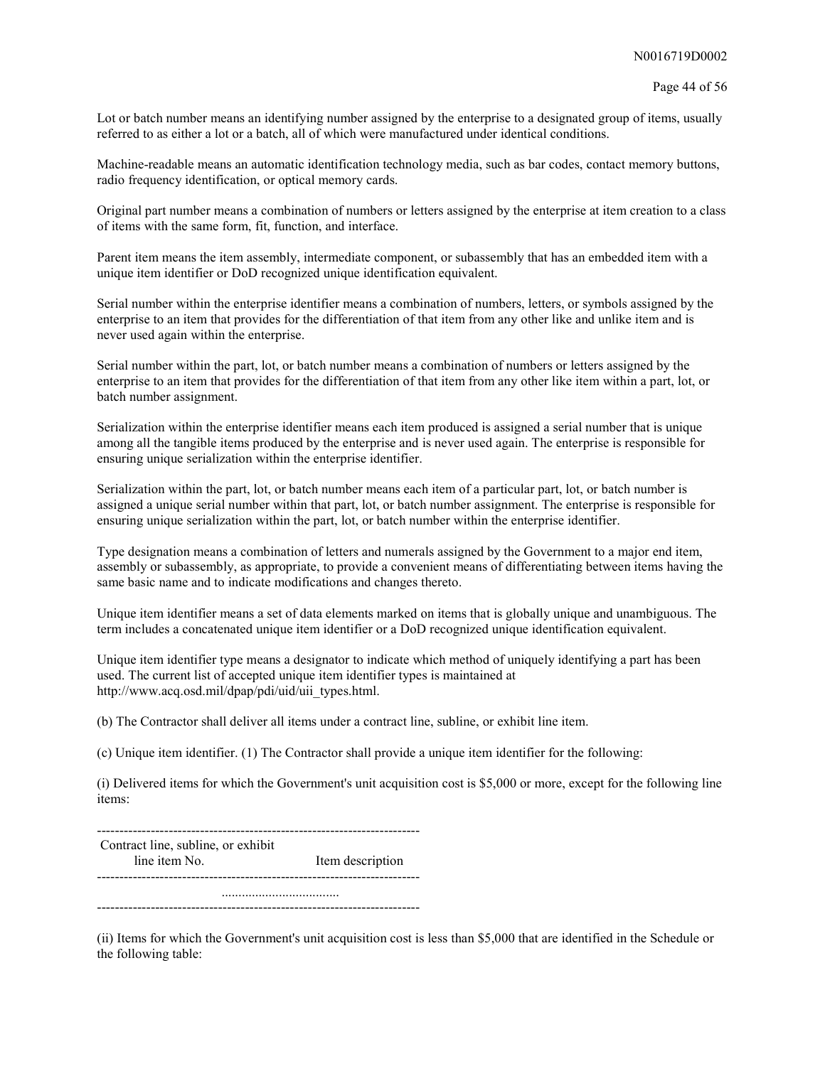Lot or batch number means an identifying number assigned by the enterprise to a designated group of items, usually referred to as either a lot or a batch, all of which were manufactured under identical conditions.

Machine-readable means an automatic identification technology media, such as bar codes, contact memory buttons, radio frequency identification, or optical memory cards.

Original part number means a combination of numbers or letters assigned by the enterprise at item creation to a class of items with the same form, fit, function, and interface.

Parent item means the item assembly, intermediate component, or subassembly that has an embedded item with a unique item identifier or DoD recognized unique identification equivalent.

Serial number within the enterprise identifier means a combination of numbers, letters, or symbols assigned by the enterprise to an item that provides for the differentiation of that item from any other like and unlike item and is never used again within the enterprise.

Serial number within the part, lot, or batch number means a combination of numbers or letters assigned by the enterprise to an item that provides for the differentiation of that item from any other like item within a part, lot, or batch number assignment.

Serialization within the enterprise identifier means each item produced is assigned a serial number that is unique among all the tangible items produced by the enterprise and is never used again. The enterprise is responsible for ensuring unique serialization within the enterprise identifier.

Serialization within the part, lot, or batch number means each item of a particular part, lot, or batch number is assigned a unique serial number within that part, lot, or batch number assignment. The enterprise is responsible for ensuring unique serialization within the part, lot, or batch number within the enterprise identifier.

Type designation means a combination of letters and numerals assigned by the Government to a major end item, assembly or subassembly, as appropriate, to provide a convenient means of differentiating between items having the same basic name and to indicate modifications and changes thereto.

Unique item identifier means a set of data elements marked on items that is globally unique and unambiguous. The term includes a concatenated unique item identifier or a DoD recognized unique identification equivalent.

Unique item identifier type means a designator to indicate which method of uniquely identifying a part has been used. The current list of accepted unique item identifier types is maintained at http://www.acq.osd.mil/dpap/pdi/uid/uii_types.html.

(b) The Contractor shall deliver all items under a contract line, subline, or exhibit line item.

(c) Unique item identifier. (1) The Contractor shall provide a unique item identifier for the following:

(i) Delivered items for which the Government's unit acquisition cost is $5,000 or more, except for the following line items:

| Contract line, subline, or exhibit line item No. | Item description |
| --- | --- |
| .................................. | |

(ii) Items for which the Government's unit acquisition cost is less than $5,000 that are identified in the Schedule or the following table: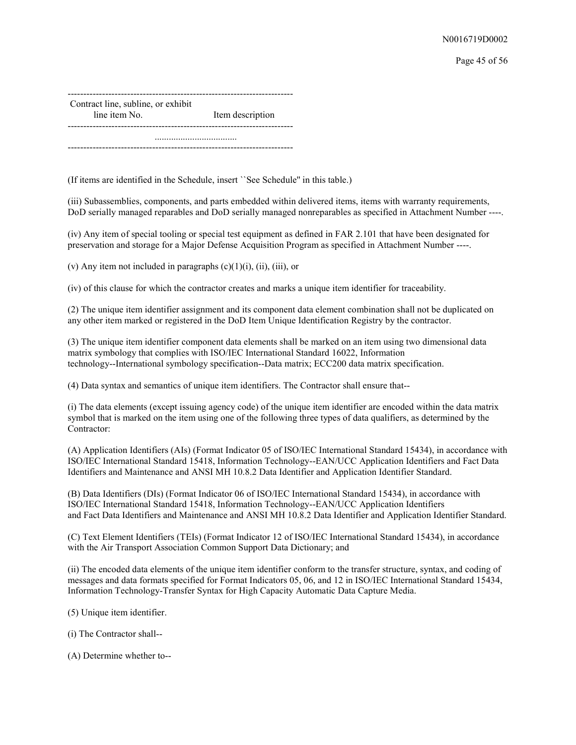| Contract line, subline, or exhibit line item No. | Item description |
| --- | --- |
| ................................... | |

(If items are identified in the Schedule, insert ``See Schedule'' in this table.)

(iii) Subassemblies, components, and parts embedded within delivered items, items with warranty requirements, DoD serially managed reparables and DoD serially managed nonreparables as specified in Attachment Number ----.

(iv) Any item of special tooling or special test equipment as defined in FAR 2.101 that have been designated for preservation and storage for a Major Defense Acquisition Program as specified in Attachment Number ----.

(v) Any item not included in paragraphs (c)(1)(i), (ii), (iii), or

(iv) of this clause for which the contractor creates and marks a unique item identifier for traceability.

(2) The unique item identifier assignment and its component data element combination shall not be duplicated on any other item marked or registered in the DoD Item Unique Identification Registry by the contractor.

(3) The unique item identifier component data elements shall be marked on an item using two dimensional data matrix symbology that complies with ISO/IEC International Standard 16022, Information technology--International symbology specification--Data matrix; ECC200 data matrix specification.

(4) Data syntax and semantics of unique item identifiers. The Contractor shall ensure that--

(i) The data elements (except issuing agency code) of the unique item identifier are encoded within the data matrix symbol that is marked on the item using one of the following three types of data qualifiers, as determined by the Contractor:

(A) Application Identifiers (AIs) (Format Indicator 05 of ISO/IEC International Standard 15434), in accordance with ISO/IEC International Standard 15418, Information Technology--EAN/UCC Application Identifiers and Fact Data Identifiers and Maintenance and ANSI MH 10.8.2 Data Identifier and Application Identifier Standard.

(B) Data Identifiers (DIs) (Format Indicator 06 of ISO/IEC International Standard 15434), in accordance with ISO/IEC International Standard 15418, Information Technology--EAN/UCC Application Identifiers and Fact Data Identifiers and Maintenance and ANSI MH 10.8.2 Data Identifier and Application Identifier Standard.

(C) Text Element Identifiers (TEIs) (Format Indicator 12 of ISO/IEC International Standard 15434), in accordance with the Air Transport Association Common Support Data Dictionary; and

(ii) The encoded data elements of the unique item identifier conform to the transfer structure, syntax, and coding of messages and data formats specified for Format Indicators 05, 06, and 12 in ISO/IEC International Standard 15434, Information Technology-Transfer Syntax for High Capacity Automatic Data Capture Media.

(5) Unique item identifier.

(i) The Contractor shall--

(A) Determine whether to--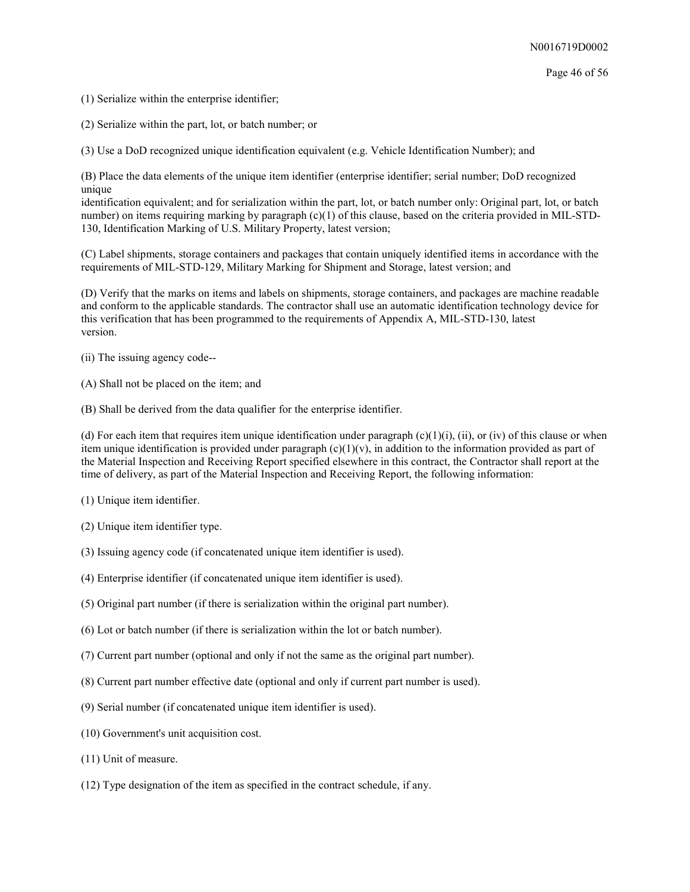(1) Serialize within the enterprise identifier;

(2) Serialize within the part, lot, or batch number; or

(3) Use a DoD recognized unique identification equivalent (e.g. Vehicle Identification Number); and

(B) Place the data elements of the unique item identifier (enterprise identifier; serial number; DoD recognized unique identification equivalent; and for serialization within the part, lot, or batch number only: Original part, lot, or batch number) on items requiring marking by paragraph (c)(1) of this clause, based on the criteria provided in MIL-STD-130, Identification Marking of U.S. Military Property, latest version;

(C) Label shipments, storage containers and packages that contain uniquely identified items in accordance with the requirements of MIL-STD-129, Military Marking for Shipment and Storage, latest version; and

(D) Verify that the marks on items and labels on shipments, storage containers, and packages are machine readable and conform to the applicable standards. The contractor shall use an automatic identification technology device for this verification that has been programmed to the requirements of Appendix A, MIL-STD-130, latest version.

(ii) The issuing agency code--

(A) Shall not be placed on the item; and

(B) Shall be derived from the data qualifier for the enterprise identifier.

(d) For each item that requires item unique identification under paragraph (c)(1)(i), (ii), or (iv) of this clause or when item unique identification is provided under paragraph (c)(1)(v), in addition to the information provided as part of the Material Inspection and Receiving Report specified elsewhere in this contract, the Contractor shall report at the time of delivery, as part of the Material Inspection and Receiving Report, the following information:

(1) Unique item identifier.

(2) Unique item identifier type.

(3) Issuing agency code (if concatenated unique item identifier is used).

(4) Enterprise identifier (if concatenated unique item identifier is used).

(5) Original part number (if there is serialization within the original part number).

(6) Lot or batch number (if there is serialization within the lot or batch number).

(7) Current part number (optional and only if not the same as the original part number).

(8) Current part number effective date (optional and only if current part number is used).

(9) Serial number (if concatenated unique item identifier is used).

(10) Government's unit acquisition cost.

(11) Unit of measure.

(12) Type designation of the item as specified in the contract schedule, if any.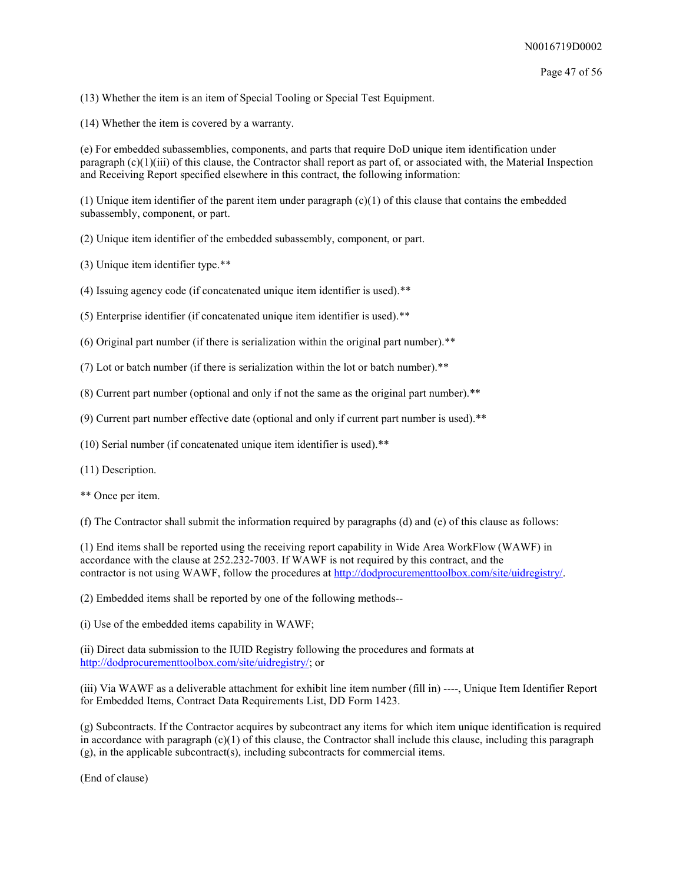(13) Whether the item is an item of Special Tooling or Special Test Equipment.

(14) Whether the item is covered by a warranty.

(e) For embedded subassemblies, components, and parts that require DoD unique item identification under paragraph (c)(1)(iii) of this clause, the Contractor shall report as part of, or associated with, the Material Inspection and Receiving Report specified elsewhere in this contract, the following information:

(1) Unique item identifier of the parent item under paragraph (c)(1) of this clause that contains the embedded subassembly, component, or part.

(2) Unique item identifier of the embedded subassembly, component, or part.

(3) Unique item identifier type.**

(4) Issuing agency code (if concatenated unique item identifier is used).**

(5) Enterprise identifier (if concatenated unique item identifier is used).**

(6) Original part number (if there is serialization within the original part number).**

(7) Lot or batch number (if there is serialization within the lot or batch number).**

(8) Current part number (optional and only if not the same as the original part number).**

(9) Current part number effective date (optional and only if current part number is used).**

(10) Serial number (if concatenated unique item identifier is used).**

(11) Description.

** Once per item.

(f) The Contractor shall submit the information required by paragraphs (d) and (e) of this clause as follows:

(1) End items shall be reported using the receiving report capability in Wide Area WorkFlow (WAWF) in accordance with the clause at 252.232-7003. If WAWF is not required by this contract, and the contractor is not using WAWF, follow the procedures at http://dodprocurementtoolbox.com/site/uidregistry/.

(2) Embedded items shall be reported by one of the following methods--

(i) Use of the embedded items capability in WAWF;

(ii) Direct data submission to the IUID Registry following the procedures and formats at http://dodprocurementtoolbox.com/site/uidregistry/; or

(iii) Via WAWF as a deliverable attachment for exhibit line item number (fill in) ----, Unique Item Identifier Report for Embedded Items, Contract Data Requirements List, DD Form 1423.

(g) Subcontracts. If the Contractor acquires by subcontract any items for which item unique identification is required in accordance with paragraph (c)(1) of this clause, the Contractor shall include this clause, including this paragraph (g), in the applicable subcontract(s), including subcontracts for commercial items.

(End of clause)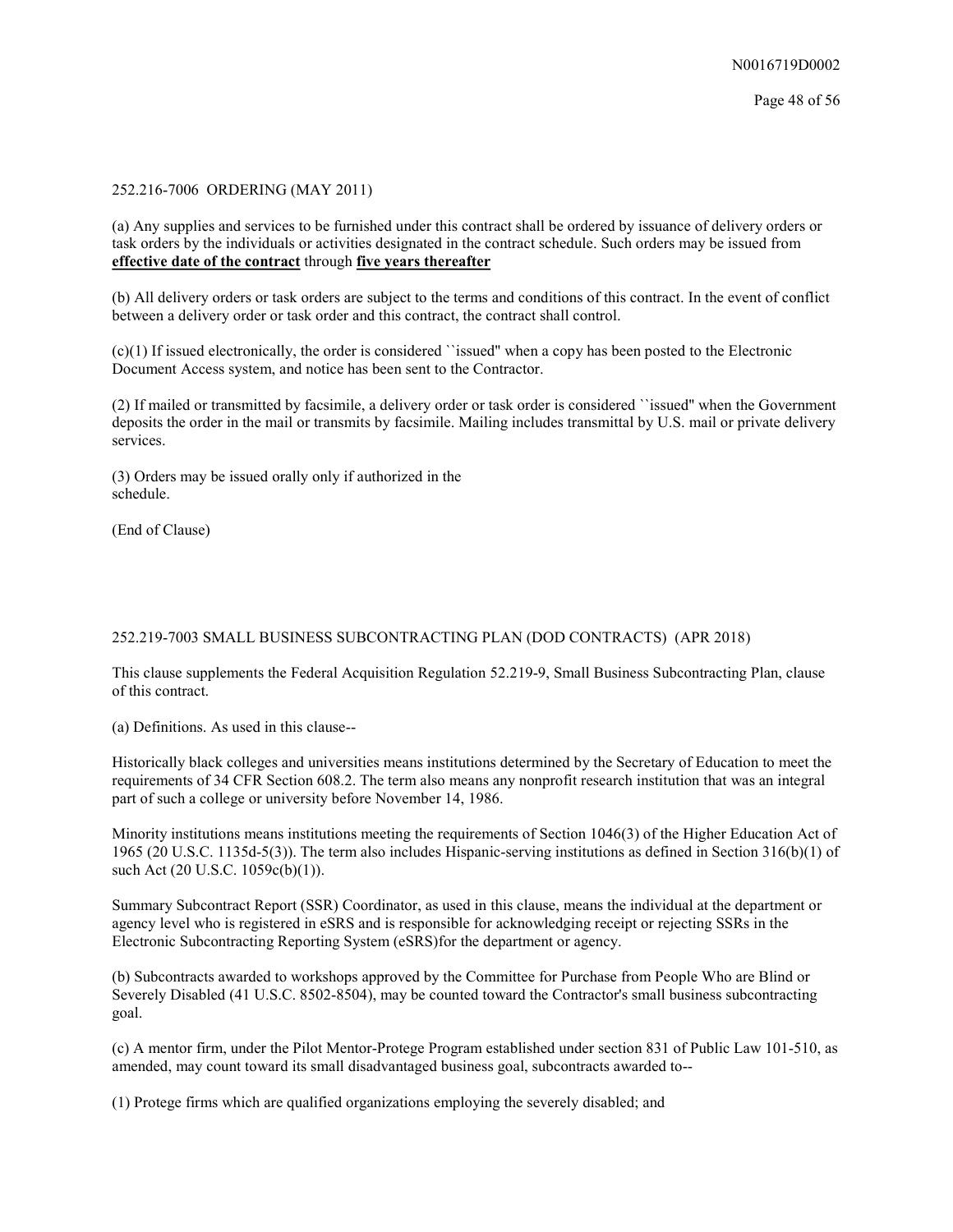252.216-7006 ORDERING (MAY 2011)

(a) Any supplies and services to be furnished under this contract shall be ordered by issuance of delivery orders or task orders by the individuals or activities designated in the contract schedule. Such orders may be issued from **effective date of the contract** through **five years thereafter**

(b) All delivery orders or task orders are subject to the terms and conditions of this contract. In the event of conflict between a delivery order or task order and this contract, the contract shall control.

(c)(1) If issued electronically, the order is considered ``issued'' when a copy has been posted to the Electronic Document Access system, and notice has been sent to the Contractor.

(2) If mailed or transmitted by facsimile, a delivery order or task order is considered ``issued'' when the Government deposits the order in the mail or transmits by facsimile. Mailing includes transmittal by U.S. mail or private delivery services.

(3) Orders may be issued orally only if authorized in the schedule.

(End of Clause)

252.219-7003 SMALL BUSINESS SUBCONTRACTING PLAN (DOD CONTRACTS) (APR 2018)

This clause supplements the Federal Acquisition Regulation 52.219-9, Small Business Subcontracting Plan, clause of this contract.

(a) Definitions. As used in this clause--

Historically black colleges and universities means institutions determined by the Secretary of Education to meet the requirements of 34 CFR Section 608.2. The term also means any nonprofit research institution that was an integral part of such a college or university before November 14, 1986.

Minority institutions means institutions meeting the requirements of Section 1046(3) of the Higher Education Act of 1965 (20 U.S.C. 1135d-5(3)). The term also includes Hispanic-serving institutions as defined in Section 316(b)(1) of such Act (20 U.S.C. 1059c(b)(1)).

Summary Subcontract Report (SSR) Coordinator, as used in this clause, means the individual at the department or agency level who is registered in eSRS and is responsible for acknowledging receipt or rejecting SSRs in the Electronic Subcontracting Reporting System (eSRS)for the department or agency.

(b) Subcontracts awarded to workshops approved by the Committee for Purchase from People Who are Blind or Severely Disabled (41 U.S.C. 8502-8504), may be counted toward the Contractor's small business subcontracting goal.

(c) A mentor firm, under the Pilot Mentor-Protege Program established under section 831 of Public Law 101-510, as amended, may count toward its small disadvantaged business goal, subcontracts awarded to--

(1) Protege firms which are qualified organizations employing the severely disabled; and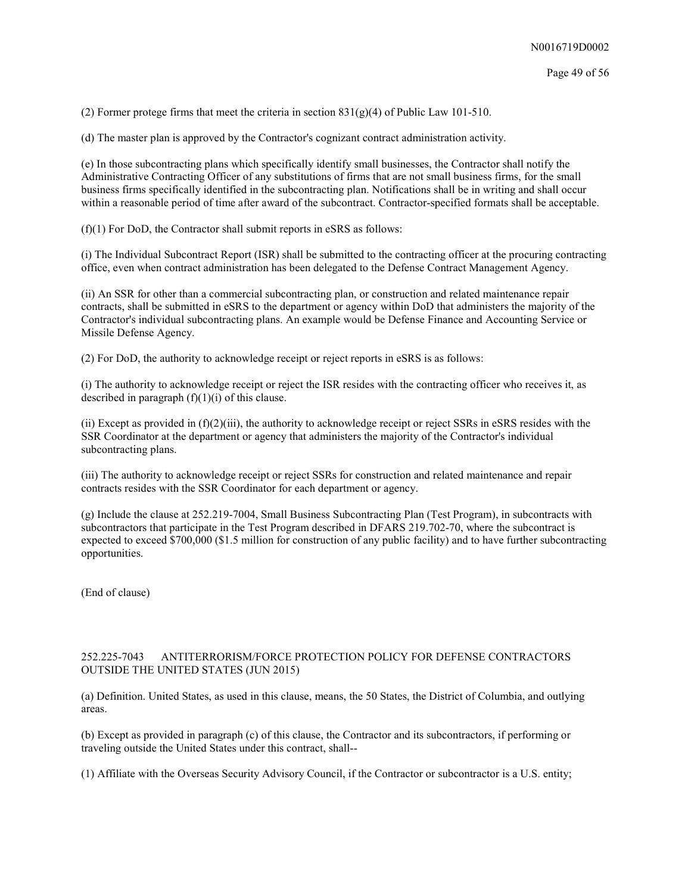(2) Former protege firms that meet the criteria in section 831(g)(4) of Public Law 101-510.

(d) The master plan is approved by the Contractor's cognizant contract administration activity.

(e) In those subcontracting plans which specifically identify small businesses, the Contractor shall notify the Administrative Contracting Officer of any substitutions of firms that are not small business firms, for the small business firms specifically identified in the subcontracting plan. Notifications shall be in writing and shall occur within a reasonable period of time after award of the subcontract. Contractor-specified formats shall be acceptable.

(f)(1) For DoD, the Contractor shall submit reports in eSRS as follows:

(i) The Individual Subcontract Report (ISR) shall be submitted to the contracting officer at the procuring contracting office, even when contract administration has been delegated to the Defense Contract Management Agency.

(ii) An SSR for other than a commercial subcontracting plan, or construction and related maintenance repair contracts, shall be submitted in eSRS to the department or agency within DoD that administers the majority of the Contractor's individual subcontracting plans. An example would be Defense Finance and Accounting Service or Missile Defense Agency.

(2) For DoD, the authority to acknowledge receipt or reject reports in eSRS is as follows:

(i) The authority to acknowledge receipt or reject the ISR resides with the contracting officer who receives it, as described in paragraph (f)(1)(i) of this clause.

(ii) Except as provided in (f)(2)(iii), the authority to acknowledge receipt or reject SSRs in eSRS resides with the SSR Coordinator at the department or agency that administers the majority of the Contractor's individual subcontracting plans.

(iii) The authority to acknowledge receipt or reject SSRs for construction and related maintenance and repair contracts resides with the SSR Coordinator for each department or agency.

(g) Include the clause at 252.219-7004, Small Business Subcontracting Plan (Test Program), in subcontracts with subcontractors that participate in the Test Program described in DFARS 219.702-70, where the subcontract is expected to exceed $700,000 ($1.5 million for construction of any public facility) and to have further subcontracting opportunities.

(End of clause)

## 252.225-7043 ANTITERRORISM/FORCE PROTECTION POLICY FOR DEFENSE CONTRACTORS OUTSIDE THE UNITED STATES (JUN 2015)

(a) Definition. United States, as used in this clause, means, the 50 States, the District of Columbia, and outlying areas.

(b) Except as provided in paragraph (c) of this clause, the Contractor and its subcontractors, if performing or traveling outside the United States under this contract, shall--

(1) Affiliate with the Overseas Security Advisory Council, if the Contractor or subcontractor is a U.S. entity;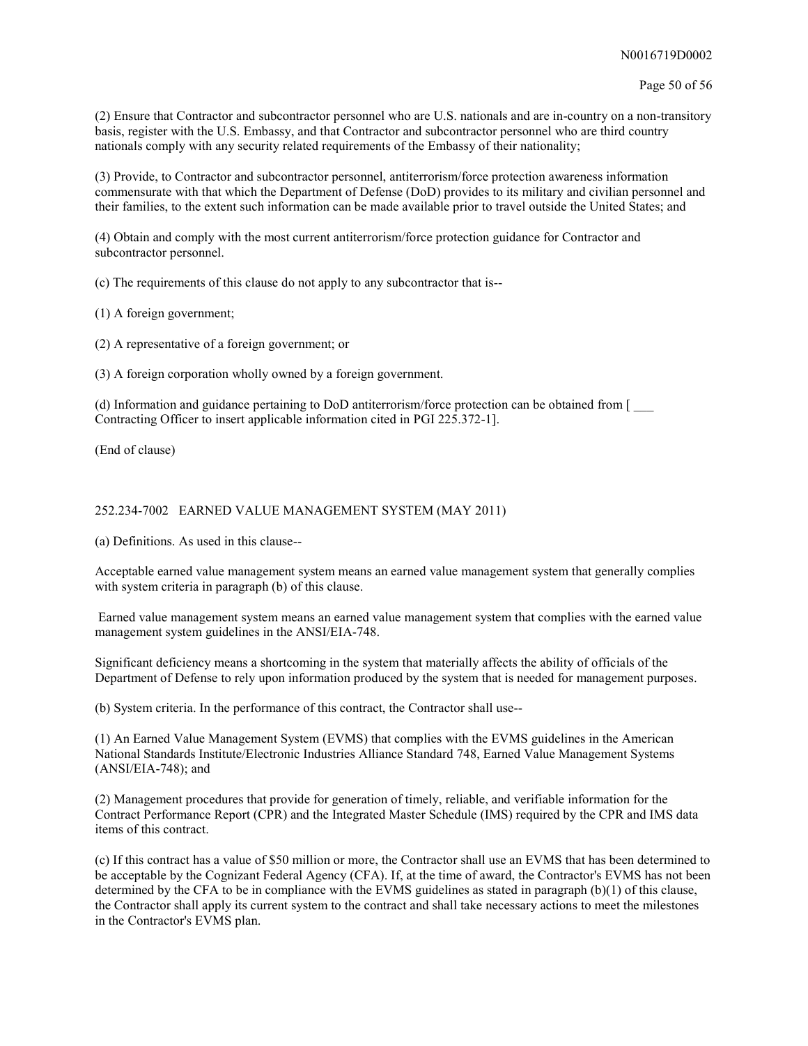(2) Ensure that Contractor and subcontractor personnel who are U.S. nationals and are in-country on a non-transitory basis, register with the U.S. Embassy, and that Contractor and subcontractor personnel who are third country nationals comply with any security related requirements of the Embassy of their nationality;

(3) Provide, to Contractor and subcontractor personnel, antiterrorism/force protection awareness information commensurate with that which the Department of Defense (DoD) provides to its military and civilian personnel and their families, to the extent such information can be made available prior to travel outside the United States; and

(4) Obtain and comply with the most current antiterrorism/force protection guidance for Contractor and subcontractor personnel.

(c) The requirements of this clause do not apply to any subcontractor that is--

(1) A foreign government;

(2) A representative of a foreign government; or

(3) A foreign corporation wholly owned by a foreign government.

(d) Information and guidance pertaining to DoD antiterrorism/force protection can be obtained from [ ___ Contracting Officer to insert applicable information cited in PGI 225.372-1].

(End of clause)

252.234-7002 EARNED VALUE MANAGEMENT SYSTEM (MAY 2011)

(a) Definitions. As used in this clause--

Acceptable earned value management system means an earned value management system that generally complies with system criteria in paragraph (b) of this clause.

Earned value management system means an earned value management system that complies with the earned value management system guidelines in the ANSI/EIA-748.

Significant deficiency means a shortcoming in the system that materially affects the ability of officials of the Department of Defense to rely upon information produced by the system that is needed for management purposes.

(b) System criteria. In the performance of this contract, the Contractor shall use--

(1) An Earned Value Management System (EVMS) that complies with the EVMS guidelines in the American National Standards Institute/Electronic Industries Alliance Standard 748, Earned Value Management Systems (ANSI/EIA-748); and

(2) Management procedures that provide for generation of timely, reliable, and verifiable information for the Contract Performance Report (CPR) and the Integrated Master Schedule (IMS) required by the CPR and IMS data items of this contract.

(c) If this contract has a value of $50 million or more, the Contractor shall use an EVMS that has been determined to be acceptable by the Cognizant Federal Agency (CFA). If, at the time of award, the Contractor's EVMS has not been determined by the CFA to be in compliance with the EVMS guidelines as stated in paragraph (b)(1) of this clause, the Contractor shall apply its current system to the contract and shall take necessary actions to meet the milestones in the Contractor's EVMS plan.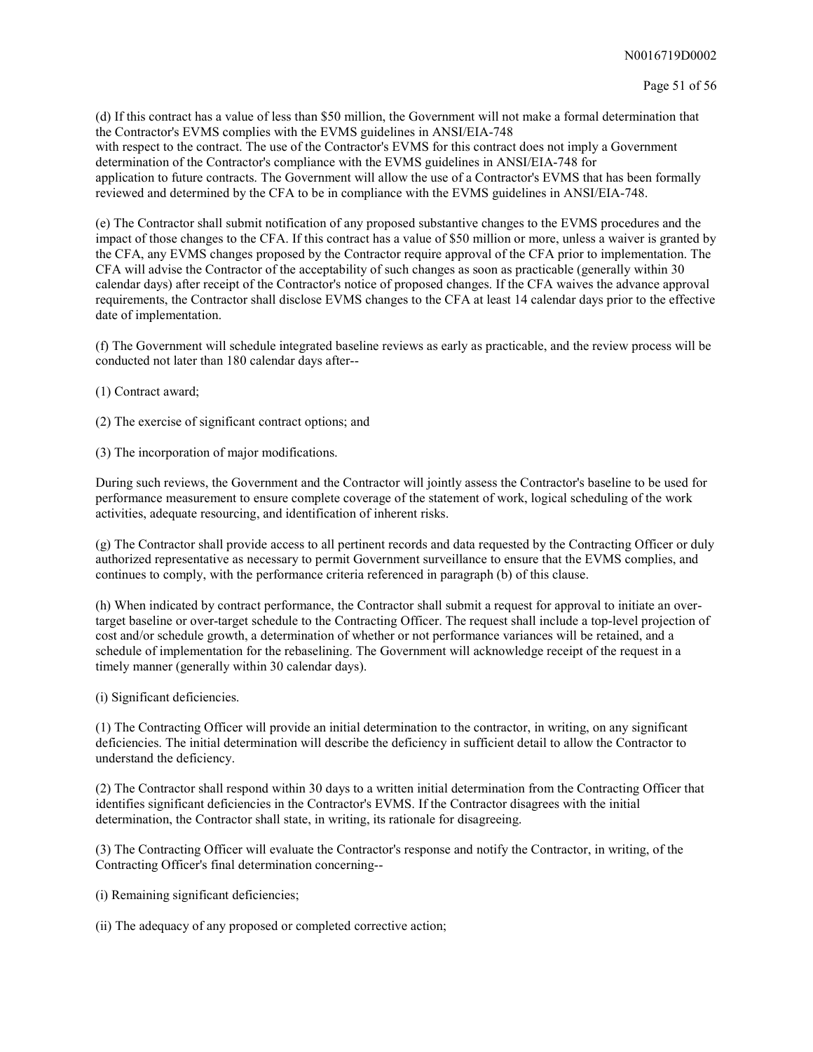(d) If this contract has a value of less than $50 million, the Government will not make a formal determination that the Contractor's EVMS complies with the EVMS guidelines in ANSI/EIA-748 with respect to the contract. The use of the Contractor's EVMS for this contract does not imply a Government determination of the Contractor's compliance with the EVMS guidelines in ANSI/EIA-748 for application to future contracts. The Government will allow the use of a Contractor's EVMS that has been formally reviewed and determined by the CFA to be in compliance with the EVMS guidelines in ANSI/EIA-748.

(e) The Contractor shall submit notification of any proposed substantive changes to the EVMS procedures and the impact of those changes to the CFA. If this contract has a value of $50 million or more, unless a waiver is granted by the CFA, any EVMS changes proposed by the Contractor require approval of the CFA prior to implementation. The CFA will advise the Contractor of the acceptability of such changes as soon as practicable (generally within 30 calendar days) after receipt of the Contractor's notice of proposed changes. If the CFA waives the advance approval requirements, the Contractor shall disclose EVMS changes to the CFA at least 14 calendar days prior to the effective date of implementation.

(f) The Government will schedule integrated baseline reviews as early as practicable, and the review process will be conducted not later than 180 calendar days after--

(1) Contract award;

(2) The exercise of significant contract options; and

(3) The incorporation of major modifications.

During such reviews, the Government and the Contractor will jointly assess the Contractor's baseline to be used for performance measurement to ensure complete coverage of the statement of work, logical scheduling of the work activities, adequate resourcing, and identification of inherent risks.

(g) The Contractor shall provide access to all pertinent records and data requested by the Contracting Officer or duly authorized representative as necessary to permit Government surveillance to ensure that the EVMS complies, and continues to comply, with the performance criteria referenced in paragraph (b) of this clause.

(h) When indicated by contract performance, the Contractor shall submit a request for approval to initiate an over-target baseline or over-target schedule to the Contracting Officer. The request shall include a top-level projection of cost and/or schedule growth, a determination of whether or not performance variances will be retained, and a schedule of implementation for the rebaselining. The Government will acknowledge receipt of the request in a timely manner (generally within 30 calendar days).

(i) Significant deficiencies.

(1) The Contracting Officer will provide an initial determination to the contractor, in writing, on any significant deficiencies. The initial determination will describe the deficiency in sufficient detail to allow the Contractor to understand the deficiency.

(2) The Contractor shall respond within 30 days to a written initial determination from the Contracting Officer that identifies significant deficiencies in the Contractor's EVMS. If the Contractor disagrees with the initial determination, the Contractor shall state, in writing, its rationale for disagreeing.

(3) The Contracting Officer will evaluate the Contractor's response and notify the Contractor, in writing, of the Contracting Officer's final determination concerning--

(i) Remaining significant deficiencies;

(ii) The adequacy of any proposed or completed corrective action;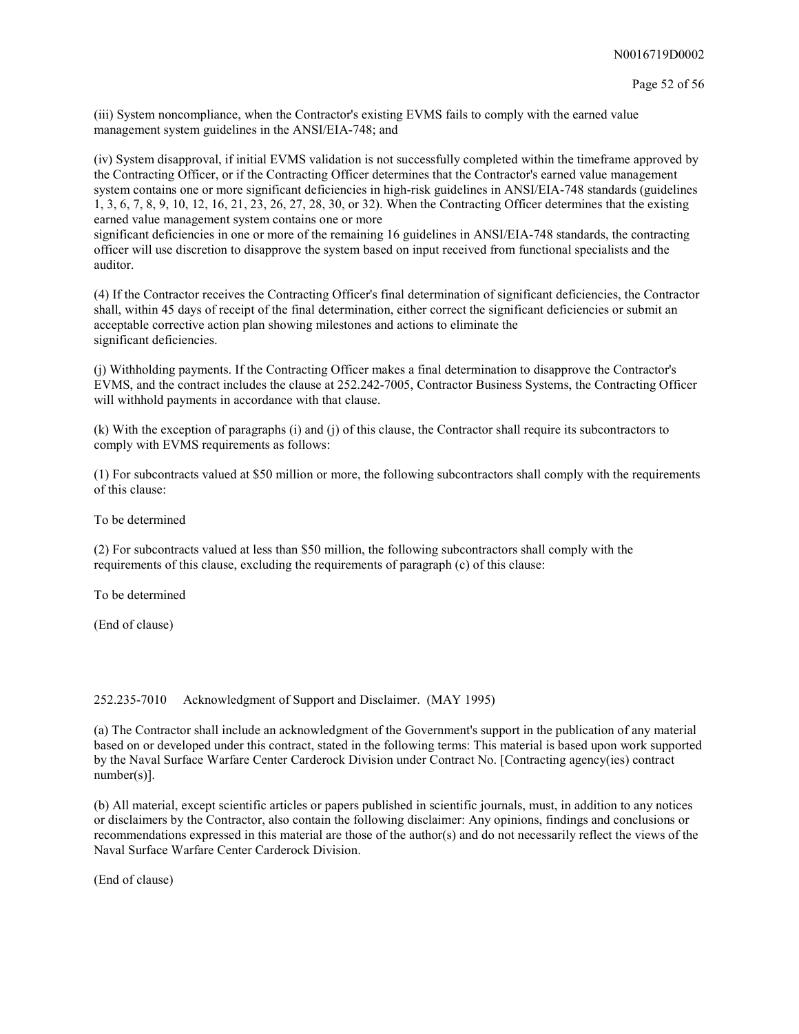(iii) System noncompliance, when the Contractor's existing EVMS fails to comply with the earned value management system guidelines in the ANSI/EIA-748; and

(iv) System disapproval, if initial EVMS validation is not successfully completed within the timeframe approved by the Contracting Officer, or if the Contracting Officer determines that the Contractor's earned value management system contains one or more significant deficiencies in high-risk guidelines in ANSI/EIA-748 standards (guidelines 1, 3, 6, 7, 8, 9, 10, 12, 16, 21, 23, 26, 27, 28, 30, or 32). When the Contracting Officer determines that the existing earned value management system contains one or more significant deficiencies in one or more of the remaining 16 guidelines in ANSI/EIA-748 standards, the contracting officer will use discretion to disapprove the system based on input received from functional specialists and the auditor.

(4) If the Contractor receives the Contracting Officer's final determination of significant deficiencies, the Contractor shall, within 45 days of receipt of the final determination, either correct the significant deficiencies or submit an acceptable corrective action plan showing milestones and actions to eliminate the significant deficiencies.

(j) Withholding payments. If the Contracting Officer makes a final determination to disapprove the Contractor's EVMS, and the contract includes the clause at 252.242-7005, Contractor Business Systems, the Contracting Officer will withhold payments in accordance with that clause.

(k) With the exception of paragraphs (i) and (j) of this clause, the Contractor shall require its subcontractors to comply with EVMS requirements as follows:

(1) For subcontracts valued at $50 million or more, the following subcontractors shall comply with the requirements of this clause:

To be determined

(2) For subcontracts valued at less than $50 million, the following subcontractors shall comply with the requirements of this clause, excluding the requirements of paragraph (c) of this clause:

To be determined

(End of clause)

252.235-7010 Acknowledgment of Support and Disclaimer. (MAY 1995)

(a) The Contractor shall include an acknowledgment of the Government's support in the publication of any material based on or developed under this contract, stated in the following terms: This material is based upon work supported by the Naval Surface Warfare Center Carderock Division under Contract No. [Contracting agency(ies) contract number(s)].

(b) All material, except scientific articles or papers published in scientific journals, must, in addition to any notices or disclaimers by the Contractor, also contain the following disclaimer: Any opinions, findings and conclusions or recommendations expressed in this material are those of the author(s) and do not necessarily reflect the views of the Naval Surface Warfare Center Carderock Division.

(End of clause)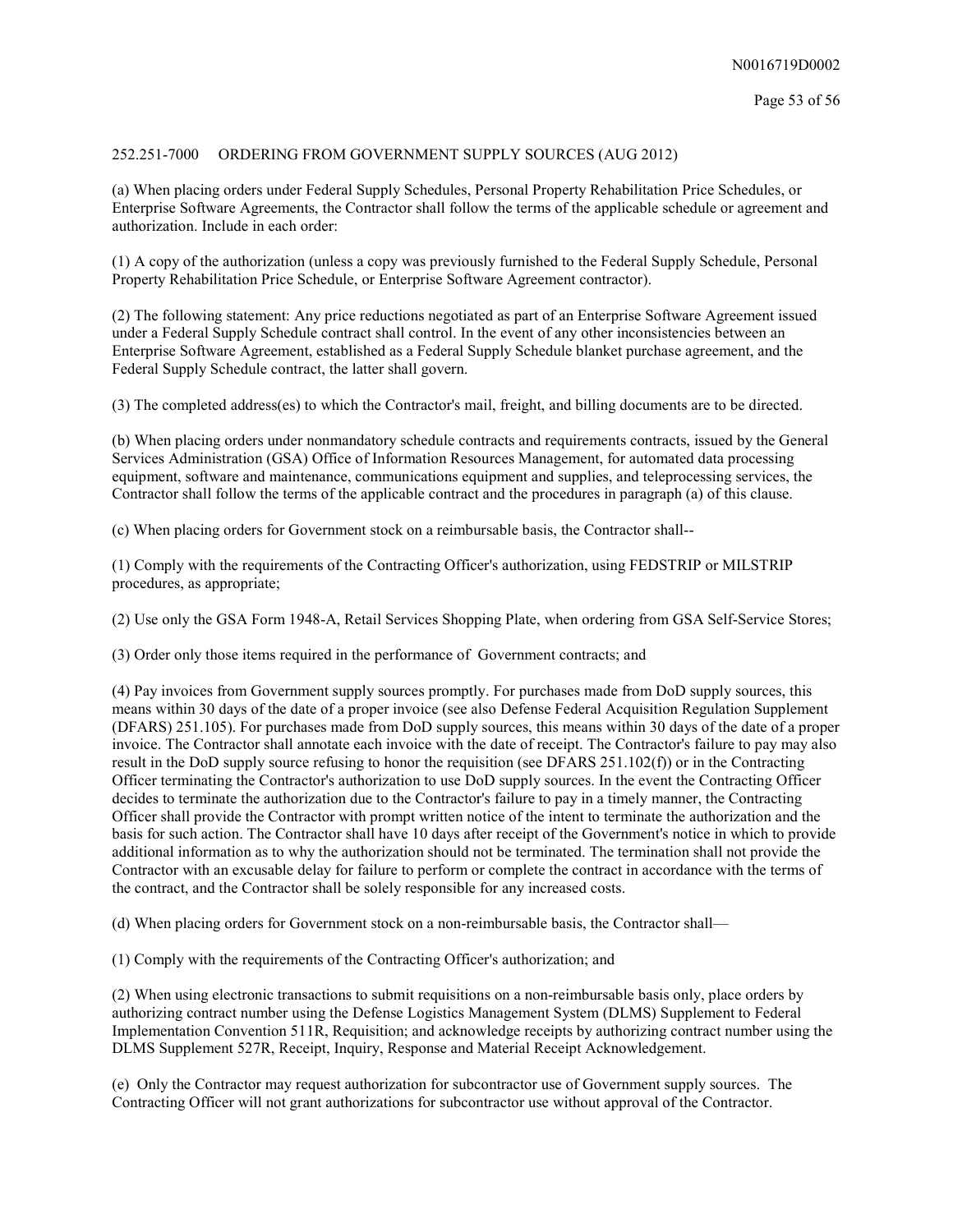252.251-7000 ORDERING FROM GOVERNMENT SUPPLY SOURCES (AUG 2012)

(a) When placing orders under Federal Supply Schedules, Personal Property Rehabilitation Price Schedules, or Enterprise Software Agreements, the Contractor shall follow the terms of the applicable schedule or agreement and authorization. Include in each order:

(1) A copy of the authorization (unless a copy was previously furnished to the Federal Supply Schedule, Personal Property Rehabilitation Price Schedule, or Enterprise Software Agreement contractor).

(2) The following statement: Any price reductions negotiated as part of an Enterprise Software Agreement issued under a Federal Supply Schedule contract shall control. In the event of any other inconsistencies between an Enterprise Software Agreement, established as a Federal Supply Schedule blanket purchase agreement, and the Federal Supply Schedule contract, the latter shall govern.

(3) The completed address(es) to which the Contractor's mail, freight, and billing documents are to be directed.

(b) When placing orders under nonmandatory schedule contracts and requirements contracts, issued by the General Services Administration (GSA) Office of Information Resources Management, for automated data processing equipment, software and maintenance, communications equipment and supplies, and teleprocessing services, the Contractor shall follow the terms of the applicable contract and the procedures in paragraph (a) of this clause.

(c) When placing orders for Government stock on a reimbursable basis, the Contractor shall--

(1) Comply with the requirements of the Contracting Officer's authorization, using FEDSTRIP or MILSTRIP procedures, as appropriate;

(2) Use only the GSA Form 1948-A, Retail Services Shopping Plate, when ordering from GSA Self-Service Stores;

(3) Order only those items required in the performance of Government contracts; and

(4) Pay invoices from Government supply sources promptly. For purchases made from DoD supply sources, this means within 30 days of the date of a proper invoice (see also Defense Federal Acquisition Regulation Supplement (DFARS) 251.105). For purchases made from DoD supply sources, this means within 30 days of the date of a proper invoice. The Contractor shall annotate each invoice with the date of receipt. The Contractor's failure to pay may also result in the DoD supply source refusing to honor the requisition (see DFARS 251.102(f)) or in the Contracting Officer terminating the Contractor's authorization to use DoD supply sources. In the event the Contracting Officer decides to terminate the authorization due to the Contractor's failure to pay in a timely manner, the Contracting Officer shall provide the Contractor with prompt written notice of the intent to terminate the authorization and the basis for such action. The Contractor shall have 10 days after receipt of the Government's notice in which to provide additional information as to why the authorization should not be terminated. The termination shall not provide the Contractor with an excusable delay for failure to perform or complete the contract in accordance with the terms of the contract, and the Contractor shall be solely responsible for any increased costs.

(d) When placing orders for Government stock on a non-reimbursable basis, the Contractor shall—

(1) Comply with the requirements of the Contracting Officer's authorization; and

(2) When using electronic transactions to submit requisitions on a non-reimbursable basis only, place orders by authorizing contract number using the Defense Logistics Management System (DLMS) Supplement to Federal Implementation Convention 511R, Requisition; and acknowledge receipts by authorizing contract number using the DLMS Supplement 527R, Receipt, Inquiry, Response and Material Receipt Acknowledgement.

(e) Only the Contractor may request authorization for subcontractor use of Government supply sources. The Contracting Officer will not grant authorizations for subcontractor use without approval of the Contractor.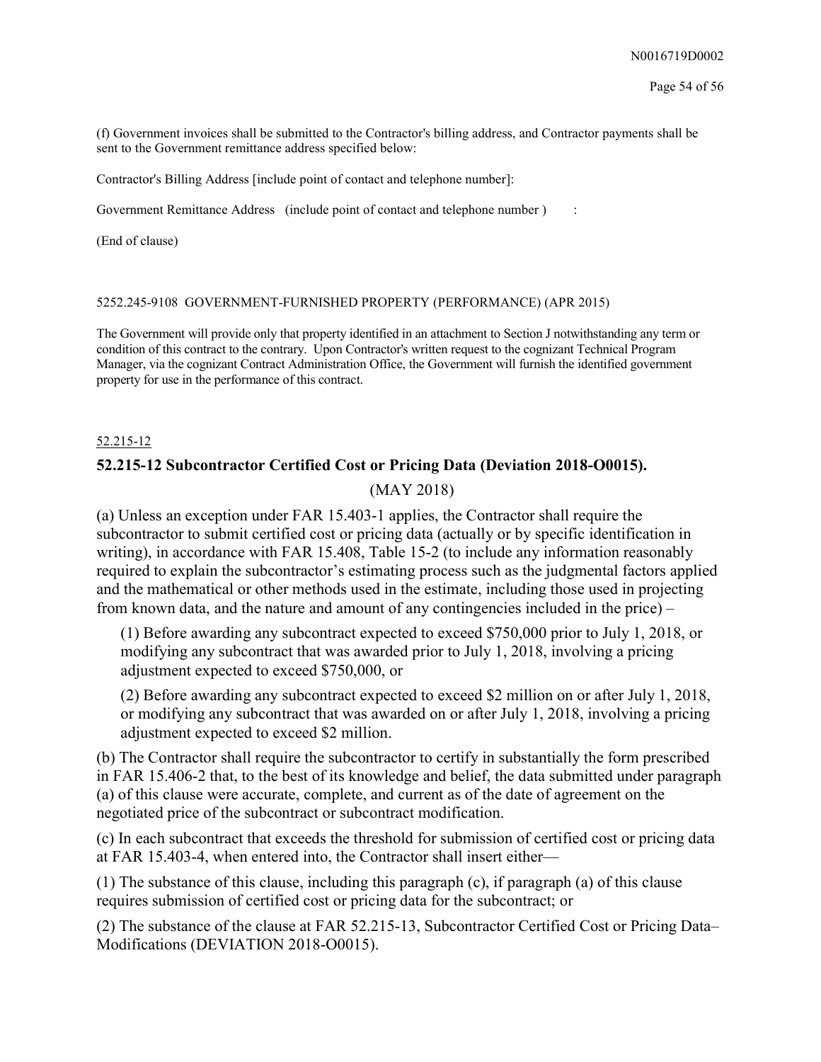(f) Government invoices shall be submitted to the Contractor's billing address, and Contractor payments shall be sent to the Government remittance address specified below:

Contractor's Billing Address [include point of contact and telephone number]:

Government Remittance Address (include point of contact and telephone number ) :

(End of clause)

5252.245-9108 GOVERNMENT-FURNISHED PROPERTY (PERFORMANCE) (APR 2015)

The Government will provide only that property identified in an attachment to Section J notwithstanding any term or condition of this contract to the contrary. Upon Contractor's written request to the cognizant Technical Program Manager, via the cognizant Contract Administration Office, the Government will furnish the identified government property for use in the performance of this contract.

52.215-12

## 52.215-12 Subcontractor Certified Cost or Pricing Data (Deviation 2018-O0015).

(MAY 2018)

(a) Unless an exception under FAR 15.403-1 applies, the Contractor shall require the subcontractor to submit certified cost or pricing data (actually or by specific identification in writing), in accordance with FAR 15.408, Table 15-2 (to include any information reasonably required to explain the subcontractor's estimating process such as the judgmental factors applied and the mathematical or other methods used in the estimate, including those used in projecting from known data, and the nature and amount of any contingencies included in the price) –

(1) Before awarding any subcontract expected to exceed $750,000 prior to July 1, 2018, or modifying any subcontract that was awarded prior to July 1, 2018, involving a pricing adjustment expected to exceed $750,000, or

(2) Before awarding any subcontract expected to exceed $2 million on or after July 1, 2018, or modifying any subcontract that was awarded on or after July 1, 2018, involving a pricing adjustment expected to exceed $2 million.

(b) The Contractor shall require the subcontractor to certify in substantially the form prescribed in FAR 15.406-2 that, to the best of its knowledge and belief, the data submitted under paragraph (a) of this clause were accurate, complete, and current as of the date of agreement on the negotiated price of the subcontract or subcontract modification.

(c) In each subcontract that exceeds the threshold for submission of certified cost or pricing data at FAR 15.403-4, when entered into, the Contractor shall insert either—

(1) The substance of this clause, including this paragraph (c), if paragraph (a) of this clause requires submission of certified cost or pricing data for the subcontract; or

(2) The substance of the clause at FAR 52.215-13, Subcontractor Certified Cost or Pricing Data–Modifications (DEVIATION 2018-O0015).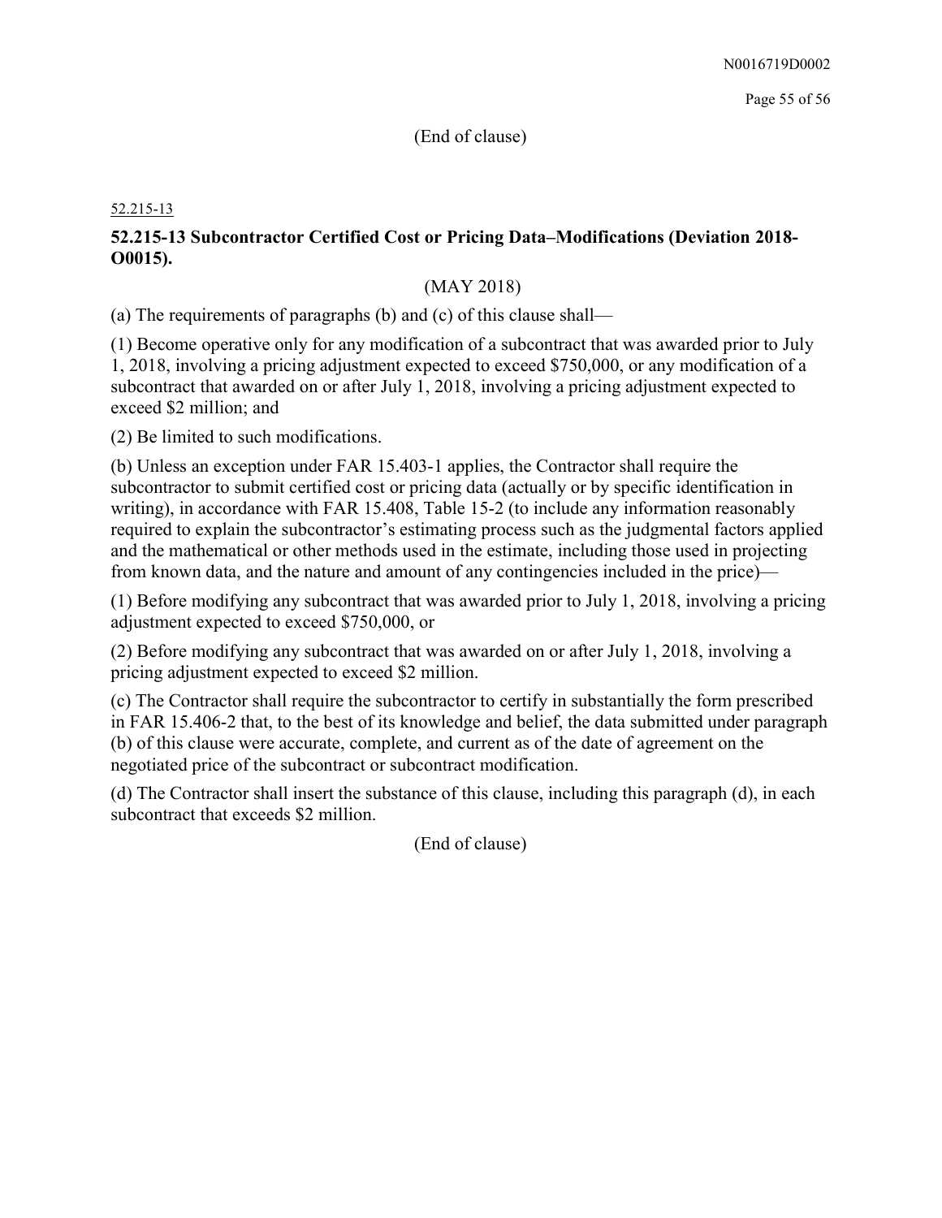(End of clause)

52.215-13

### 52.215-13 Subcontractor Certified Cost or Pricing Data–Modifications (Deviation 2018-O0015).

(MAY 2018)

(a) The requirements of paragraphs (b) and (c) of this clause shall—

(1) Become operative only for any modification of a subcontract that was awarded prior to July 1, 2018, involving a pricing adjustment expected to exceed $750,000, or any modification of a subcontract that awarded on or after July 1, 2018, involving a pricing adjustment expected to exceed $2 million; and

(2) Be limited to such modifications.

(b) Unless an exception under FAR 15.403-1 applies, the Contractor shall require the subcontractor to submit certified cost or pricing data (actually or by specific identification in writing), in accordance with FAR 15.408, Table 15-2 (to include any information reasonably required to explain the subcontractor's estimating process such as the judgmental factors applied and the mathematical or other methods used in the estimate, including those used in projecting from known data, and the nature and amount of any contingencies included in the price)—

(1) Before modifying any subcontract that was awarded prior to July 1, 2018, involving a pricing adjustment expected to exceed $750,000, or

(2) Before modifying any subcontract that was awarded on or after July 1, 2018, involving a pricing adjustment expected to exceed $2 million.

(c) The Contractor shall require the subcontractor to certify in substantially the form prescribed in FAR 15.406-2 that, to the best of its knowledge and belief, the data submitted under paragraph (b) of this clause were accurate, complete, and current as of the date of agreement on the negotiated price of the subcontract or subcontract modification.

(d) The Contractor shall insert the substance of this clause, including this paragraph (d), in each subcontract that exceeds $2 million.

(End of clause)